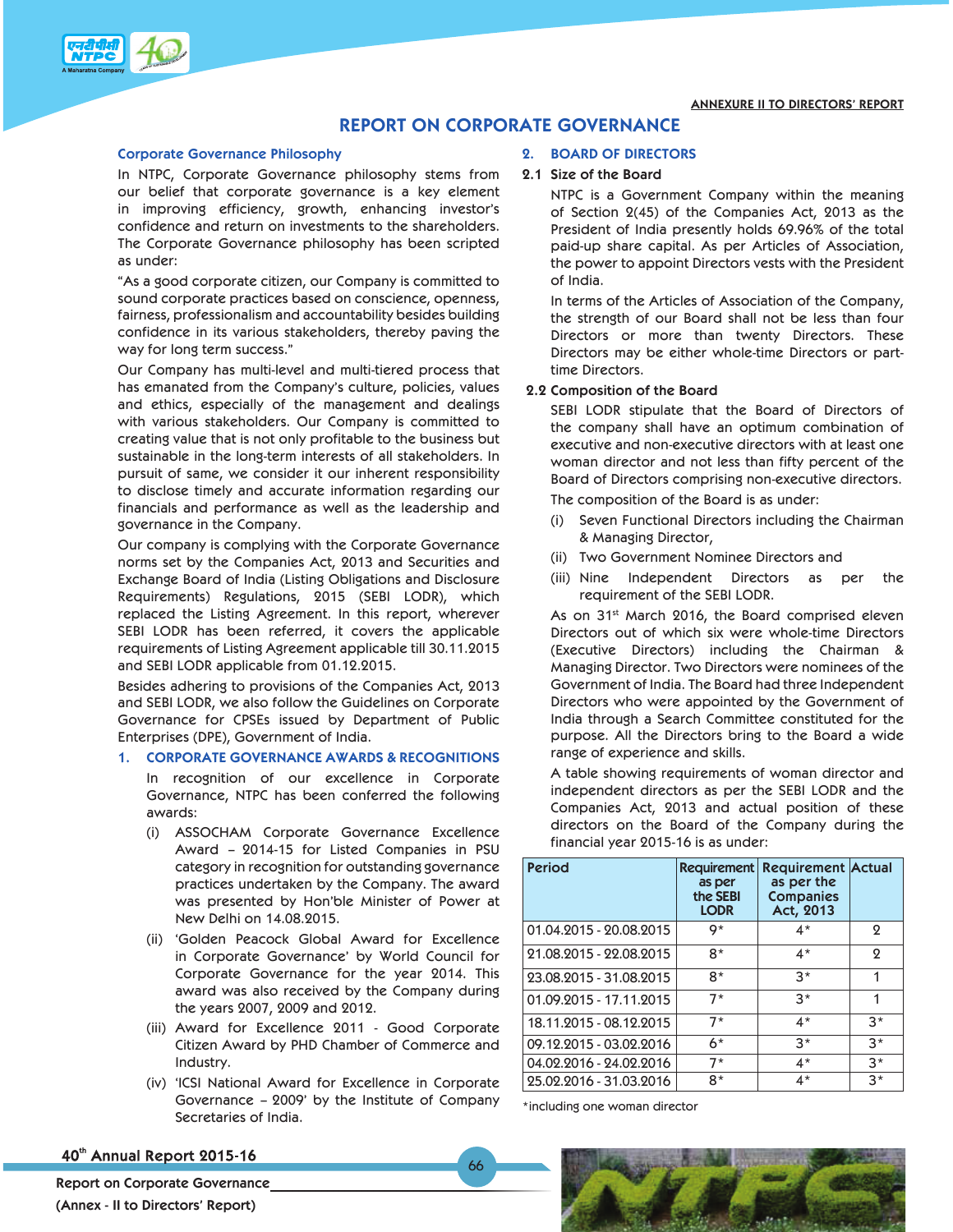ANNEXURE II TO DIRECTORS' REPORT

# REPORT ON CORPORATE GOVERNANCE

## Corporate Governance Philosophy

In NTPC, Corporate Governance philosophy stems from our belief that corporate governance is a key element in improving efficiency, growth, enhancing investor's confidence and return on investments to the shareholders. The Corporate Governance philosophy has been scripted as under:

"As a good corporate citizen, our Company is committed to sound corporate practices based on conscience, openness, fairness, professionalism and accountability besides building confidence in its various stakeholders, thereby paving the way for long term success."

Our Company has multi-level and multi-tiered process that has emanated from the Company's culture, policies, values and ethics, especially of the management and dealings with various stakeholders. Our Company is committed to creating value that is not only profitable to the business but sustainable in the long-term interests of all stakeholders. In pursuit of same, we consider it our inherent responsibility to disclose timely and accurate information regarding our financials and performance as well as the leadership and governance in the Company.

Our company is complying with the Corporate Governance norms set by the Companies Act, 2013 and Securities and Exchange Board of India (Listing Obligations and Disclosure Requirements) Regulations, 2015 (SEBI LODR), which replaced the Listing Agreement. In this report, wherever SEBI LODR has been referred, it covers the applicable requirements of Listing Agreement applicable till 30.11.2015 and SEBI LODR applicable from 01.12.2015.

Besides adhering to provisions of the Companies Act, 2013 and SEBI LODR, we also follow the Guidelines on Corporate Governance for CPSEs issued by Department of Public Enterprises (DPE), Government of India.

## 1. CORPORATE GOVERNANCE AWARDS & RECOGNITIONS

In recognition of our excellence in Corporate Governance, NTPC has been conferred the following awards:

(i) ASSOCHAM Corporate Governance Excellence Award – 2014-15 for Listed Companies in PSU category in recognition for outstanding governance practices undertaken by the Company. The award was presented by Hon'ble Minister of Power at New Delhi on 14.08.2015.

(ii) 'Golden Peacock Global Award for Excellence in Corporate Governance' by World Council for Corporate Governance for the year 2014. This award was also received by the Company during the years 2007, 2009 and 2012.

(iii) Award for Excellence 2011 - Good Corporate Citizen Award by PHD Chamber of Commerce and Industry.

(iv) 'ICSI National Award for Excellence in Corporate Governance – 2009' by the Institute of Company Secretaries of India.

## 2. BOARD OF DIRECTORS

### 2.1 Size of the Board

NTPC is a Government Company within the meaning of Section 2(45) of the Companies Act, 2013 as the President of India presently holds 69.96% of the total paid-up share capital. As per Articles of Association, the power to appoint Directors vests with the President of India.

In terms of the Articles of Association of the Company, the strength of our Board shall not be less than four Directors or more than twenty Directors. These Directors may be either whole-time Directors or part-time Directors.

### 2.2 Composition of the Board

SEBI LODR stipulate that the Board of Directors of the company shall have an optimum combination of executive and non-executive directors with at least one woman director and not less than fifty percent of the Board of Directors comprising non-executive directors.

The composition of the Board is as under:

(i) Seven Functional Directors including the Chairman & Managing Director,

(ii) Two Government Nominee Directors and

(iii) Nine Independent Directors as per the requirement of the SEBI LODR.

As on 31st March 2016, the Board comprised eleven Directors out of which six were whole-time Directors (Executive Directors) including the Chairman & Managing Director. Two Directors were nominees of the Government of India. The Board had three Independent Directors who were appointed by the Government of India through a Search Committee constituted for the purpose. All the Directors bring to the Board a wide range of experience and skills.

A table showing requirements of woman director and independent directors as per the SEBI LODR and the Companies Act, 2013 and actual position of these directors on the Board of the Company during the financial year 2015-16 is as under:

| Period | Requirement as per the SEBI LODR | Requirement as per the Companies Act, 2013 | Actual |
|---|---|---|---|
| 01.04.2015 - 20.08.2015 | 9* | 4* | 2 |
| 21.08.2015 - 22.08.2015 | 8* | 4* | 2 |
| 23.08.2015 - 31.08.2015 | 8* | 3* | 1 |
| 01.09.2015 - 17.11.2015 | 7* | 3* | 1 |
| 18.11.2015 - 08.12.2015 | 7* | 4* | 3* |
| 09.12.2015 - 03.02.2016 | 6* | 3* | 3* |
| 04.02.2016 - 24.02.2016 | 7* | 4* | 3* |
| 25.02.2016 - 31.03.2016 | 8* | 4* | 3* |

*including one woman director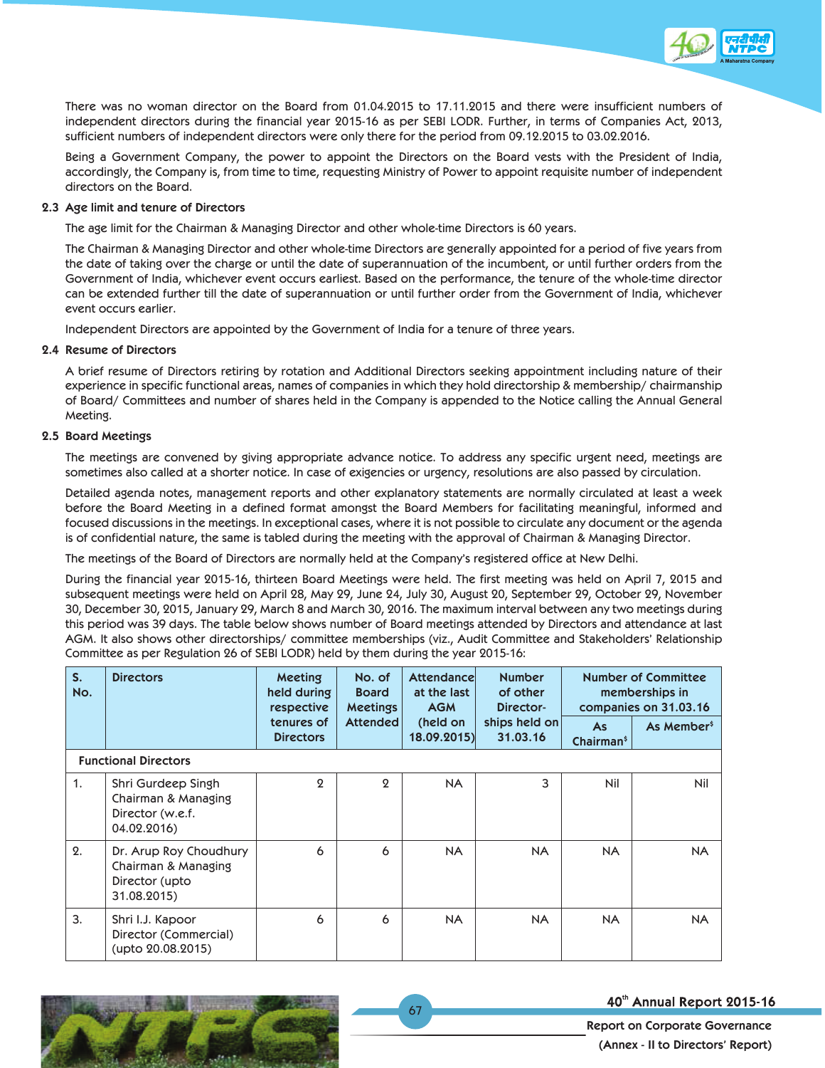There was no woman director on the Board from 01.04.2015 to 17.11.2015 and there were insufficient numbers of independent directors during the financial year 2015-16 as per SEBI LODR. Further, in terms of Companies Act, 2013, sufficient numbers of independent directors were only there for the period from 09.12.2015 to 03.02.2016.

Being a Government Company, the power to appoint the Directors on the Board vests with the President of India, accordingly, the Company is, from time to time, requesting Ministry of Power to appoint requisite number of independent directors on the Board.

### 2.3 Age limit and tenure of Directors

The age limit for the Chairman & Managing Director and other whole-time Directors is 60 years.

The Chairman & Managing Director and other whole-time Directors are generally appointed for a period of five years from the date of taking over the charge or until the date of superannuation of the incumbent, or until further orders from the Government of India, whichever event occurs earliest. Based on the performance, the tenure of the whole-time director can be extended further till the date of superannuation or until further order from the Government of India, whichever event occurs earlier.

Independent Directors are appointed by the Government of India for a tenure of three years.

### 2.4 Resume of Directors

A brief resume of Directors retiring by rotation and Additional Directors seeking appointment including nature of their experience in specific functional areas, names of companies in which they hold directorship & membership/ chairmanship of Board/ Committees and number of shares held in the Company is appended to the Notice calling the Annual General Meeting.

### 2.5 Board Meetings

The meetings are convened by giving appropriate advance notice. To address any specific urgent need, meetings are sometimes also called at a shorter notice. In case of exigencies or urgency, resolutions are also passed by circulation.

Detailed agenda notes, management reports and other explanatory statements are normally circulated at least a week before the Board Meeting in a defined format amongst the Board Members for facilitating meaningful, informed and focused discussions in the meetings. In exceptional cases, where it is not possible to circulate any document or the agenda is of confidential nature, the same is tabled during the meeting with the approval of Chairman & Managing Director.

The meetings of the Board of Directors are normally held at the Company's registered office at New Delhi.

During the financial year 2015-16, thirteen Board Meetings were held. The first meeting was held on April 7, 2015 and subsequent meetings were held on April 28, May 29, June 24, July 30, August 20, September 29, October 29, November 30, December 30, 2015, January 29, March 8 and March 30, 2016. The maximum interval between any two meetings during this period was 39 days. The table below shows number of Board meetings attended by Directors and attendance at last AGM. It also shows other directorships/ committee memberships (viz., Audit Committee and Stakeholders' Relationship Committee as per Regulation 26 of SEBI LODR) held by them during the year 2015-16:

| S. No. | Directors | Meeting held during respective tenures of Directors | No. of Board Meetings Attended | Attendance at the last AGM (held on 18.09.2015) | Number of other Director-ships held on 31.03.16 | Number of Committee memberships in companies on 31.03.16 | |
|---|---|---|---|---|---|---|---|
| | | | | | | As Chairman$ | As Member$ |
| **Functional Directors** | | | | | | | |
| 1. | Shri Gurdeep Singh Chairman & Managing Director (w.e.f. 04.02.2016) | 2 | 2 | NA | 3 | Nil | Nil |
| 2. | Dr. Arup Roy Choudhury Chairman & Managing Director (upto 31.08.2015) | 6 | 6 | NA | NA | NA | NA |
| 3. | Shri I.J. Kapoor Director (Commercial) (upto 20.08.2015) | 6 | 6 | NA | NA | NA | NA |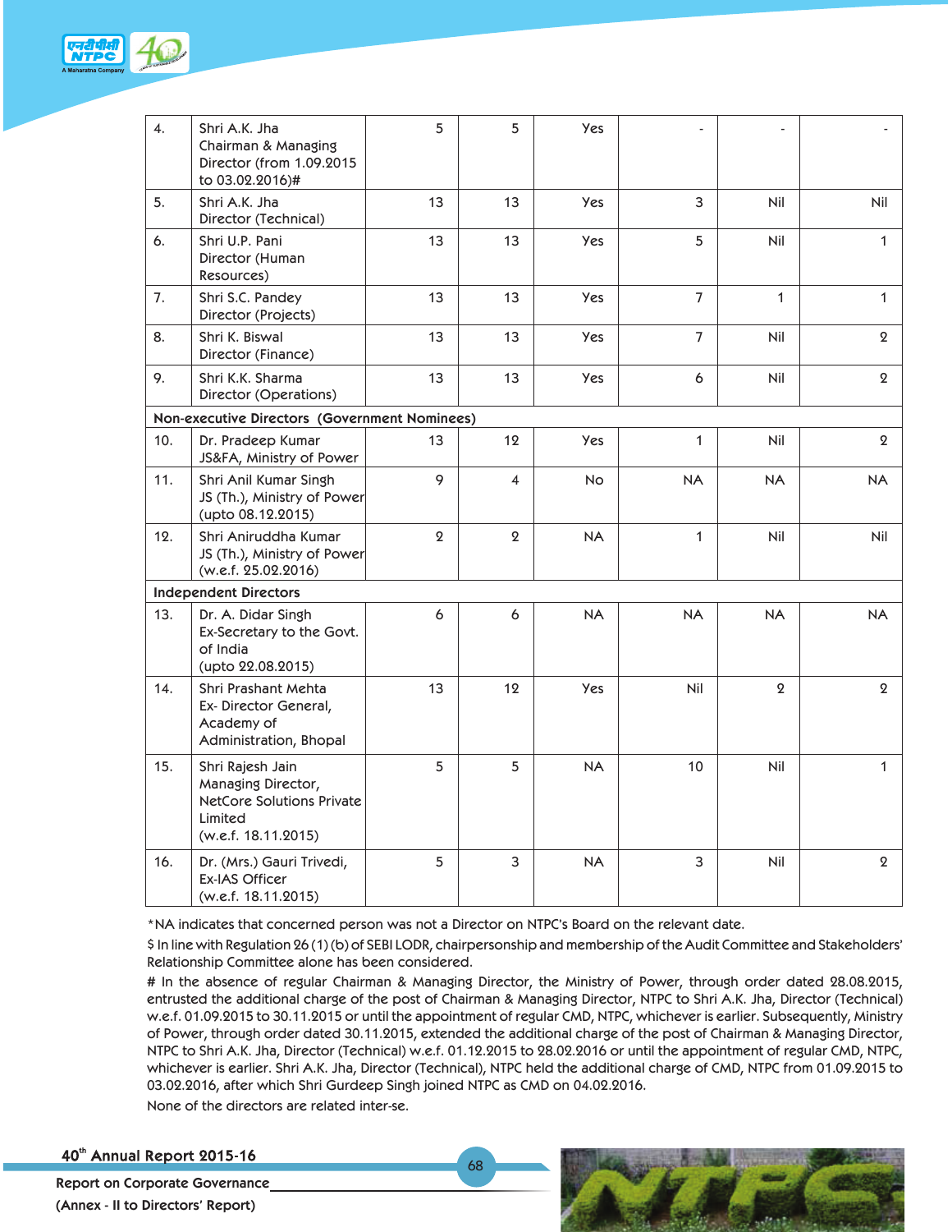| | | | | | | | |
|---|---|---|---|---|---|---|---|
| 4. | Shri A.K. Jha Chairman & Managing Director (from 1.09.2015 to 03.02.2016)# | 5 | 5 | Yes | - | - | - |
| 5. | Shri A.K. Jha Director (Technical) | 13 | 13 | Yes | 3 | Nil | Nil |
| 6. | Shri U.P. Pani Director (Human Resources) | 13 | 13 | Yes | 5 | Nil | 1 |
| 7. | Shri S.C. Pandey Director (Projects) | 13 | 13 | Yes | 7 | 1 | 1 |
| 8. | Shri K. Biswal Director (Finance) | 13 | 13 | Yes | 7 | Nil | 2 |
| 9. | Shri K.K. Sharma Director (Operations) | 13 | 13 | Yes | 6 | Nil | 2 |
| **Non-executive Directors (Government Nominees)** | | | | | | | |
| 10. | Dr. Pradeep Kumar JS&FA, Ministry of Power | 13 | 12 | Yes | 1 | Nil | 2 |
| 11. | Shri Anil Kumar Singh JS (Th.), Ministry of Power (upto 08.12.2015) | 9 | 4 | No | NA | NA | NA |
| 12. | Shri Aniruddha Kumar JS (Th.), Ministry of Power (w.e.f. 25.02.2016) | 2 | 2 | NA | 1 | Nil | Nil |
| **Independent Directors** | | | | | | | |
| 13. | Dr. A. Didar Singh Ex-Secretary to the Govt. of India (upto 22.08.2015) | 6 | 6 | NA | NA | NA | NA |
| 14. | Shri Prashant Mehta Ex- Director General, Academy of Administration, Bhopal | 13 | 12 | Yes | Nil | 2 | 2 |
| 15. | Shri Rajesh Jain Managing Director, NetCore Solutions Private Limited (w.e.f. 18.11.2015) | 5 | 5 | NA | 10 | Nil | 1 |
| 16. | Dr. (Mrs.) Gauri Trivedi, Ex-IAS Officer (w.e.f. 18.11.2015) | 5 | 3 | NA | 3 | Nil | 2 |

*NA indicates that concerned person was not a Director on NTPC's Board on the relevant date.

$ In line with Regulation 26 (1) (b) of SEBI LODR, chairpersonship and membership of the Audit Committee and Stakeholders' Relationship Committee alone has been considered.

# In the absence of regular Chairman & Managing Director, the Ministry of Power, through order dated 28.08.2015, entrusted the additional charge of the post of Chairman & Managing Director, NTPC to Shri A.K. Jha, Director (Technical) w.e.f. 01.09.2015 to 30.11.2015 or until the appointment of regular CMD, NTPC, whichever is earlier. Subsequently, Ministry of Power, through order dated 30.11.2015, extended the additional charge of the post of Chairman & Managing Director, NTPC to Shri A.K. Jha, Director (Technical) w.e.f. 01.12.2015 to 28.02.2016 or until the appointment of regular CMD, NTPC, whichever is earlier. Shri A.K. Jha, Director (Technical), NTPC held the additional charge of CMD, NTPC from 01.09.2015 to 03.02.2016, after which Shri Gurdeep Singh joined NTPC as CMD on 04.02.2016.

None of the directors are related inter-se.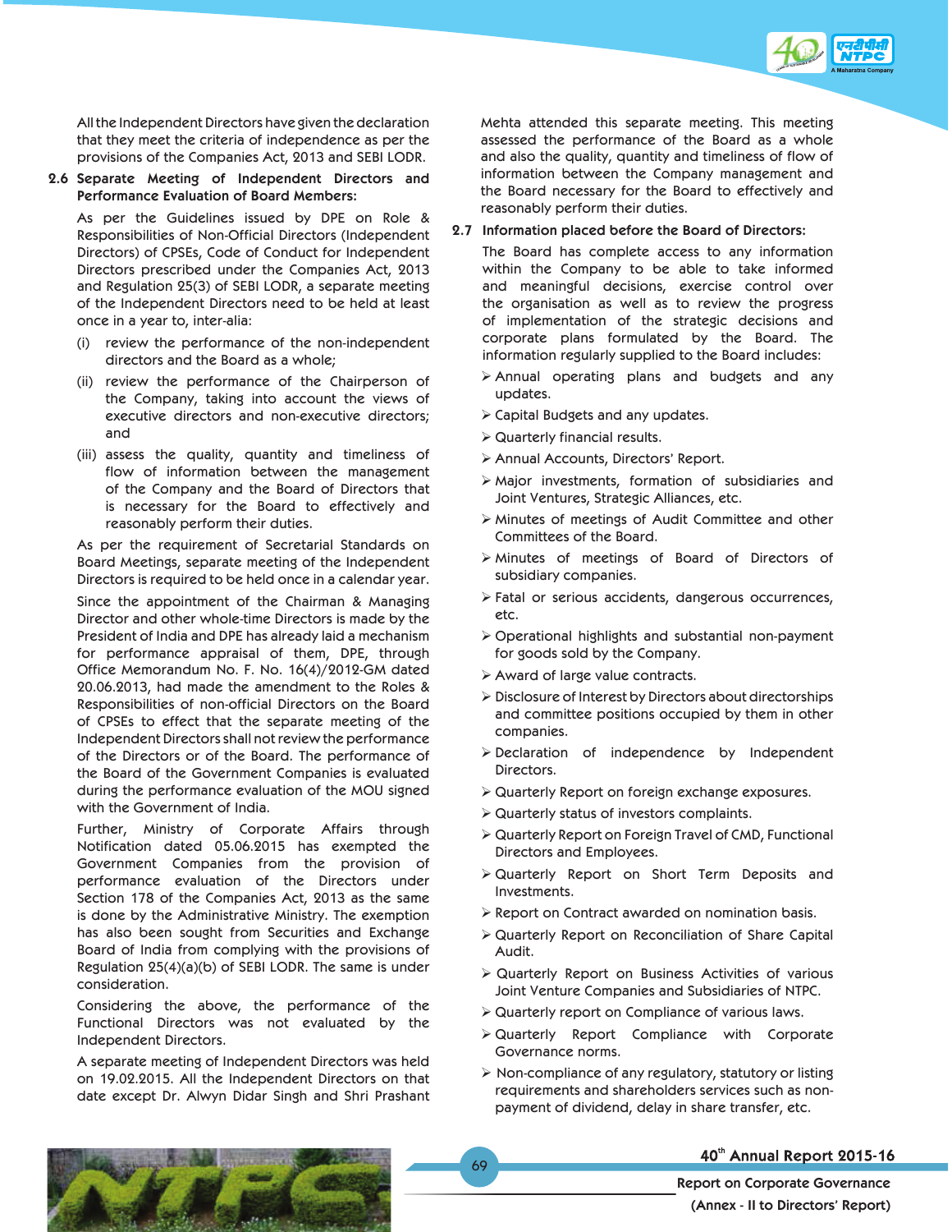All the Independent Directors have given the declaration that they meet the criteria of independence as per the provisions of the Companies Act, 2013 and SEBI LODR.

**2.6 Separate Meeting of Independent Directors and Performance Evaluation of Board Members:**

As per the Guidelines issued by DPE on Role & Responsibilities of Non-Official Directors (Independent Directors) of CPSEs, Code of Conduct for Independent Directors prescribed under the Companies Act, 2013 and Regulation 25(3) of SEBI LODR, a separate meeting of the Independent Directors need to be held at least once in a year to, inter-alia:

(i) review the performance of the non-independent directors and the Board as a whole;

(ii) review the performance of the Chairperson of the Company, taking into account the views of executive directors and non-executive directors; and

(iii) assess the quality, quantity and timeliness of flow of information between the management of the Company and the Board of Directors that is necessary for the Board to effectively and reasonably perform their duties.

As per the requirement of Secretarial Standards on Board Meetings, separate meeting of the Independent Directors is required to be held once in a calendar year.

Since the appointment of the Chairman & Managing Director and other whole-time Directors is made by the President of India and DPE has already laid a mechanism for performance appraisal of them, DPE, through Office Memorandum No. F. No. 16(4)/2012-GM dated 20.06.2013, had made the amendment to the Roles & Responsibilities of non-official Directors on the Board of CPSEs to effect that the separate meeting of the Independent Directors shall not review the performance of the Directors or of the Board. The performance of the Board of the Government Companies is evaluated during the performance evaluation of the MOU signed with the Government of India.

Further, Ministry of Corporate Affairs through Notification dated 05.06.2015 has exempted the Government Companies from the provision of performance evaluation of the Directors under Section 178 of the Companies Act, 2013 as the same is done by the Administrative Ministry. The exemption has also been sought from Securities and Exchange Board of India from complying with the provisions of Regulation 25(4)(a)(b) of SEBI LODR. The same is under consideration.

Considering the above, the performance of the Functional Directors was not evaluated by the Independent Directors.

A separate meeting of Independent Directors was held on 19.02.2015. All the Independent Directors on that date except Dr. Alwyn Didar Singh and Shri Prashant Mehta attended this separate meeting. This meeting assessed the performance of the Board as a whole and also the quality, quantity and timeliness of flow of information between the Company management and the Board necessary for the Board to effectively and reasonably perform their duties.

**2.7 Information placed before the Board of Directors:**

The Board has complete access to any information within the Company to be able to take informed and meaningful decisions, exercise control over the organisation as well as to review the progress of implementation of the strategic decisions and corporate plans formulated by the Board. The information regularly supplied to the Board includes:

- Annual operating plans and budgets and any updates.
- Capital Budgets and any updates.
- Quarterly financial results.
- Annual Accounts, Directors' Report.
- Major investments, formation of subsidiaries and Joint Ventures, Strategic Alliances, etc.
- Minutes of meetings of Audit Committee and other Committees of the Board.
- Minutes of meetings of Board of Directors of subsidiary companies.
- Fatal or serious accidents, dangerous occurrences, etc.
- Operational highlights and substantial non-payment for goods sold by the Company.
- Award of large value contracts.
- Disclosure of Interest by Directors about directorships and committee positions occupied by them in other companies.
- Declaration of independence by Independent Directors.
- Quarterly Report on foreign exchange exposures.
- Quarterly status of investors complaints.
- Quarterly Report on Foreign Travel of CMD, Functional Directors and Employees.
- Quarterly Report on Short Term Deposits and Investments.
- Report on Contract awarded on nomination basis.
- Quarterly Report on Reconciliation of Share Capital Audit.
- Quarterly Report on Business Activities of various Joint Venture Companies and Subsidiaries of NTPC.
- Quarterly report on Compliance of various laws.
- Quarterly Report Compliance with Corporate Governance norms.
- Non-compliance of any regulatory, statutory or listing requirements and shareholders services such as non-payment of dividend, delay in share transfer, etc.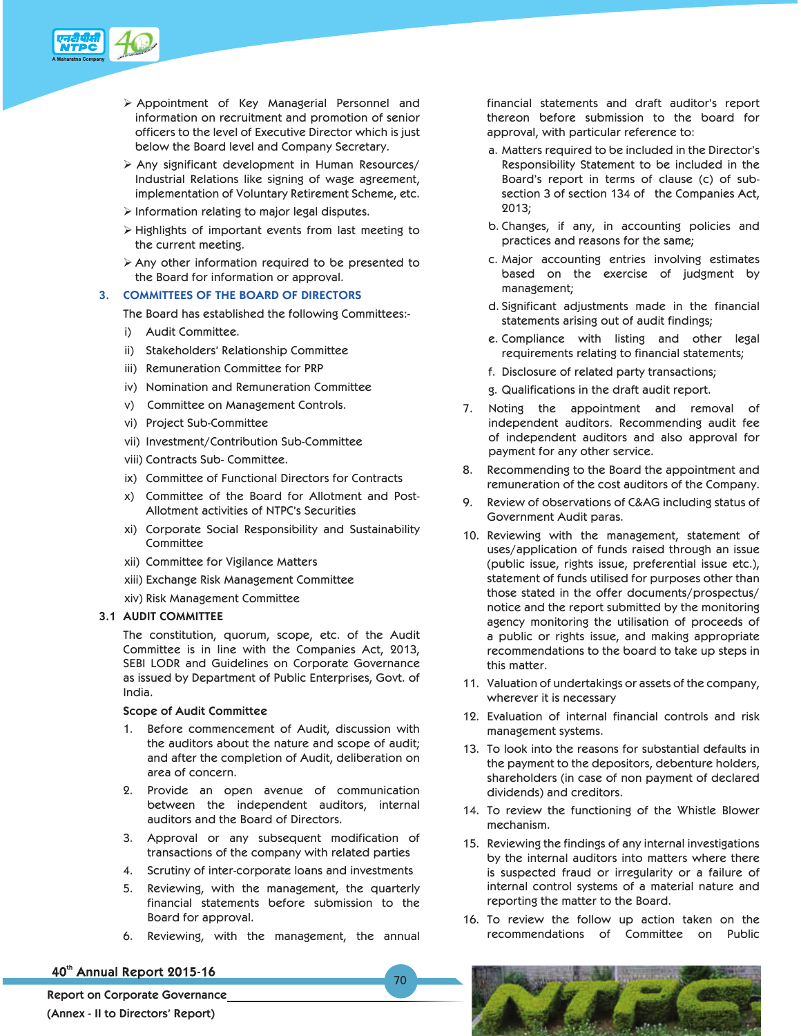- Appointment of Key Managerial Personnel and information on recruitment and promotion of senior officers to the level of Executive Director which is just below the Board level and Company Secretary.
- Any significant development in Human Resources/ Industrial Relations like signing of wage agreement, implementation of Voluntary Retirement Scheme, etc.
- Information relating to major legal disputes.
- Highlights of important events from last meeting to the current meeting.
- Any other information required to be presented to the Board for information or approval.

## 3. COMMITTEES OF THE BOARD OF DIRECTORS

The Board has established the following Committees:-

i) Audit Committee.

ii) Stakeholders' Relationship Committee

iii) Remuneration Committee for PRP

iv) Nomination and Remuneration Committee

v) Committee on Management Controls.

vi) Project Sub-Committee

vii) Investment/Contribution Sub-Committee

viii) Contracts Sub- Committee.

ix) Committee of Functional Directors for Contracts

x) Committee of the Board for Allotment and Post-Allotment activities of NTPC's Securities

xi) Corporate Social Responsibility and Sustainability Committee

xii) Committee for Vigilance Matters

xiii) Exchange Risk Management Committee

xiv) Risk Management Committee

### 3.1 AUDIT COMMITTEE

The constitution, quorum, scope, etc. of the Audit Committee is in line with the Companies Act, 2013, SEBI LODR and Guidelines on Corporate Governance as issued by Department of Public Enterprises, Govt. of India.

**Scope of Audit Committee**

1. Before commencement of Audit, discussion with the auditors about the nature and scope of audit; and after the completion of Audit, deliberation on area of concern.
2. Provide an open avenue of communication between the independent auditors, internal auditors and the Board of Directors.
3. Approval or any subsequent modification of transactions of the company with related parties
4. Scrutiny of inter-corporate loans and investments
5. Reviewing, with the management, the quarterly financial statements before submission to the Board for approval.
6. Reviewing, with the management, the annual financial statements and draft auditor's report thereon before submission to the board for approval, with particular reference to:
   a. Matters required to be included in the Director's Responsibility Statement to be included in the Board's report in terms of clause (c) of sub-section 3 of section 134 of the Companies Act, 2013;
   b. Changes, if any, in accounting policies and practices and reasons for the same;
   c. Major accounting entries involving estimates based on the exercise of judgment by management;
   d. Significant adjustments made in the financial statements arising out of audit findings;
   e. Compliance with listing and other legal requirements relating to financial statements;
   f. Disclosure of related party transactions;
   g. Qualifications in the draft audit report.
7. Noting the appointment and removal of independent auditors. Recommending audit fee of independent auditors and also approval for payment for any other service.
8. Recommending to the Board the appointment and remuneration of the cost auditors of the Company.
9. Review of observations of C&AG including status of Government Audit paras.
10. Reviewing with the management, statement of uses/application of funds raised through an issue (public issue, rights issue, preferential issue etc.), statement of funds utilised for purposes other than those stated in the offer documents/prospectus/ notice and the report submitted by the monitoring agency monitoring the utilisation of proceeds of a public or rights issue, and making appropriate recommendations to the board to take up steps in this matter.
11. Valuation of undertakings or assets of the company, wherever it is necessary
12. Evaluation of internal financial controls and risk management systems.
13. To look into the reasons for substantial defaults in the payment to the depositors, debenture holders, shareholders (in case of non payment of declared dividends) and creditors.
14. To review the functioning of the Whistle Blower mechanism.
15. Reviewing the findings of any internal investigations by the internal auditors into matters where there is suspected fraud or irregularity or a failure of internal control systems of a material nature and reporting the matter to the Board.
16. To review the follow up action taken on the recommendations of Committee on Public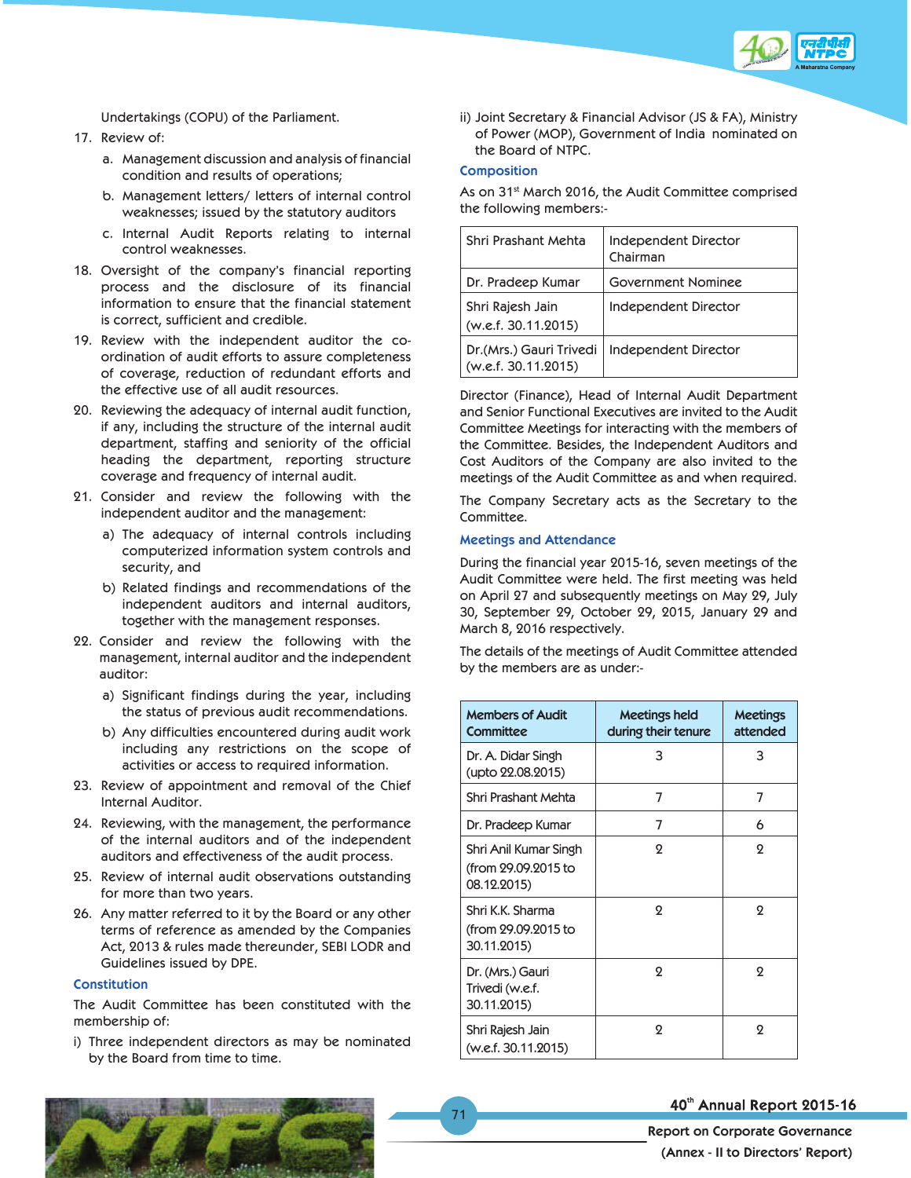Undertakings (COPU) of the Parliament.

17. Review of:

    a. Management discussion and analysis of financial condition and results of operations;

    b. Management letters/ letters of internal control weaknesses; issued by the statutory auditors

    c. Internal Audit Reports relating to internal control weaknesses.

18. Oversight of the company's financial reporting process and the disclosure of its financial information to ensure that the financial statement is correct, sufficient and credible.

19. Review with the independent auditor the co-ordination of audit efforts to assure completeness of coverage, reduction of redundant efforts and the effective use of all audit resources.

20. Reviewing the adequacy of internal audit function, if any, including the structure of the internal audit department, staffing and seniority of the official heading the department, reporting structure coverage and frequency of internal audit.

21. Consider and review the following with the independent auditor and the management:

    a) The adequacy of internal controls including computerized information system controls and security, and

    b) Related findings and recommendations of the independent auditors and internal auditors, together with the management responses.

22. Consider and review the following with the management, internal auditor and the independent auditor:

    a) Significant findings during the year, including the status of previous audit recommendations.

    b) Any difficulties encountered during audit work including any restrictions on the scope of activities or access to required information.

23. Review of appointment and removal of the Chief Internal Auditor.

24. Reviewing, with the management, the performance of the internal auditors and of the independent auditors and effectiveness of the audit process.

25. Review of internal audit observations outstanding for more than two years.

26. Any matter referred to it by the Board or any other terms of reference as amended by the Companies Act, 2013 & rules made thereunder, SEBI LODR and Guidelines issued by DPE.

### Constitution

The Audit Committee has been constituted with the membership of:

i) Three independent directors as may be nominated by the Board from time to time.

ii) Joint Secretary & Financial Advisor (JS & FA), Ministry of Power (MOP), Government of India nominated on the Board of NTPC.

### Composition

As on 31st March 2016, the Audit Committee comprised the following members:-

| | |
|---|---|
| Shri Prashant Mehta | Independent Director Chairman |
| Dr. Pradeep Kumar | Government Nominee |
| Shri Rajesh Jain (w.e.f. 30.11.2015) | Independent Director |
| Dr.(Mrs.) Gauri Trivedi (w.e.f. 30.11.2015) | Independent Director |

Director (Finance), Head of Internal Audit Department and Senior Functional Executives are invited to the Audit Committee Meetings for interacting with the members of the Committee. Besides, the Independent Auditors and Cost Auditors of the Company are also invited to the meetings of the Audit Committee as and when required.

The Company Secretary acts as the Secretary to the Committee.

### Meetings and Attendance

During the financial year 2015-16, seven meetings of the Audit Committee were held. The first meeting was held on April 27 and subsequently meetings on May 29, July 30, September 29, October 29, 2015, January 29 and March 8, 2016 respectively.

The details of the meetings of Audit Committee attended by the members are as under:-

| Members of Audit Committee | Meetings held during their tenure | Meetings attended |
|---|---|---|
| Dr. A. Didar Singh (upto 22.08.2015) | 3 | 3 |
| Shri Prashant Mehta | 7 | 7 |
| Dr. Pradeep Kumar | 7 | 6 |
| Shri Anil Kumar Singh (from 29.09.2015 to 08.12.2015) | 2 | 2 |
| Shri K.K. Sharma (from 29.09.2015 to 30.11.2015) | 2 | 2 |
| Dr. (Mrs.) Gauri Trivedi (w.e.f. 30.11.2015) | 2 | 2 |
| Shri Rajesh Jain (w.e.f. 30.11.2015) | 2 | 2 |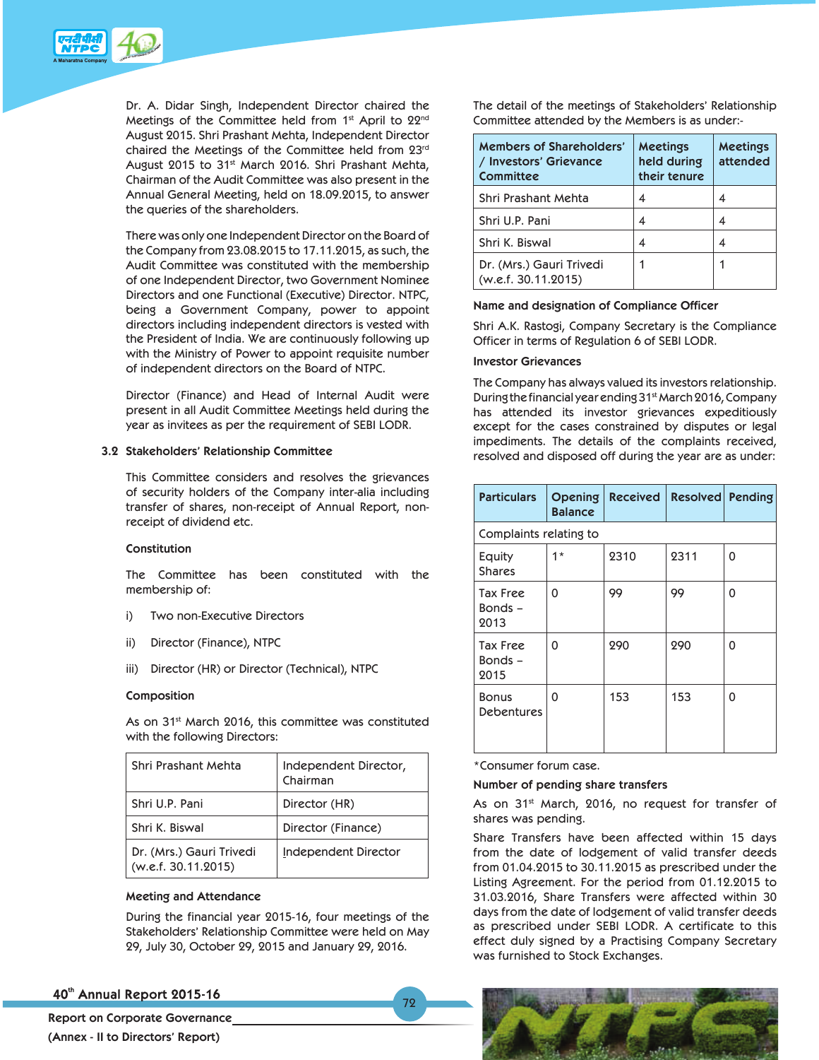Dr. A. Didar Singh, Independent Director chaired the Meetings of the Committee held from 1st April to 22nd August 2015. Shri Prashant Mehta, Independent Director chaired the Meetings of the Committee held from 23rd August 2015 to 31st March 2016. Shri Prashant Mehta, Chairman of the Audit Committee was also present in the Annual General Meeting, held on 18.09.2015, to answer the queries of the shareholders.

There was only one Independent Director on the Board of the Company from 23.08.2015 to 17.11.2015, as such, the Audit Committee was constituted with the membership of one Independent Director, two Government Nominee Directors and one Functional (Executive) Director. NTPC, being a Government Company, power to appoint directors including independent directors is vested with the President of India. We are continuously following up with the Ministry of Power to appoint requisite number of independent directors on the Board of NTPC.

Director (Finance) and Head of Internal Audit were present in all Audit Committee Meetings held during the year as invitees as per the requirement of SEBI LODR.

## 3.2 Stakeholders' Relationship Committee

This Committee considers and resolves the grievances of security holders of the Company inter-alia including transfer of shares, non-receipt of Annual Report, non-receipt of dividend etc.

**Constitution**

The Committee has been constituted with the membership of:

i) Two non-Executive Directors

ii) Director (Finance), NTPC

iii) Director (HR) or Director (Technical), NTPC

**Composition**

As on 31st March 2016, this committee was constituted with the following Directors:

| | |
|---|---|
| Shri Prashant Mehta | Independent Director, Chairman |
| Shri U.P. Pani | Director (HR) |
| Shri K. Biswal | Director (Finance) |
| Dr. (Mrs.) Gauri Trivedi (w.e.f. 30.11.2015) | Independent Director |

**Meeting and Attendance**

During the financial year 2015-16, four meetings of the Stakeholders' Relationship Committee were held on May 29, July 30, October 29, 2015 and January 29, 2016.

The detail of the meetings of Stakeholders' Relationship Committee attended by the Members is as under:-

| Members of Shareholders' / Investors' Grievance Committee | Meetings held during their tenure | Meetings attended |
|---|---|---|
| Shri Prashant Mehta | 4 | 4 |
| Shri U.P. Pani | 4 | 4 |
| Shri K. Biswal | 4 | 4 |
| Dr. (Mrs.) Gauri Trivedi (w.e.f. 30.11.2015) | 1 | 1 |

**Name and designation of Compliance Officer**

Shri A.K. Rastogi, Company Secretary is the Compliance Officer in terms of Regulation 6 of SEBI LODR.

**Investor Grievances**

The Company has always valued its investors relationship. During the financial year ending 31st March 2016, Company has attended its investor grievances expeditiously except for the cases constrained by disputes or legal impediments. The details of the complaints received, resolved and disposed off during the year are as under:

| Particulars | Opening Balance | Received | Resolved | Pending |
|---|---|---|---|---|
| Complaints relating to | | | | |
| Equity Shares | 1* | 2310 | 2311 | 0 |
| Tax Free Bonds – 2013 | 0 | 99 | 99 | 0 |
| Tax Free Bonds – 2015 | 0 | 290 | 290 | 0 |
| Bonus Debentures | 0 | 153 | 153 | 0 |

*Consumer forum case.

**Number of pending share transfers**

As on 31st March, 2016, no request for transfer of shares was pending.

Share Transfers have been affected within 15 days from the date of lodgement of valid transfer deeds from 01.04.2015 to 30.11.2015 as prescribed under the Listing Agreement. For the period from 01.12.2015 to 31.03.2016, Share Transfers were affected within 30 days from the date of lodgement of valid transfer deeds as prescribed under SEBI LODR. A certificate to this effect duly signed by a Practising Company Secretary was furnished to Stock Exchanges.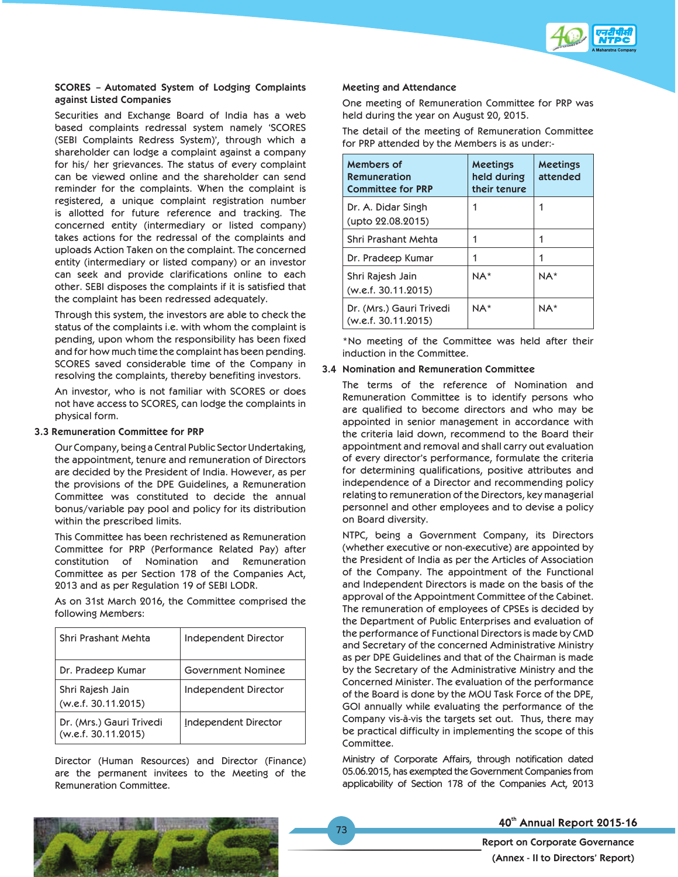**SCORES – Automated System of Lodging Complaints against Listed Companies**

Securities and Exchange Board of India has a web based complaints redressal system namely 'SCORES (SEBI Complaints Redress System)', through which a shareholder can lodge a complaint against a company for his/ her grievances. The status of every complaint can be viewed online and the shareholder can send reminder for the complaints. When the complaint is registered, a unique complaint registration number is allotted for future reference and tracking. The concerned entity (intermediary or listed company) takes actions for the redressal of the complaints and uploads Action Taken on the complaint. The concerned entity (intermediary or listed company) or an investor can seek and provide clarifications online to each other. SEBI disposes the complaints if it is satisfied that the complaint has been redressed adequately.

Through this system, the investors are able to check the status of the complaints i.e. with whom the complaint is pending, upon whom the responsibility has been fixed and for how much time the complaint has been pending. SCORES saved considerable time of the Company in resolving the complaints, thereby benefiting investors.

An investor, who is not familiar with SCORES or does not have access to SCORES, can lodge the complaints in physical form.

### 3.3 Remuneration Committee for PRP

Our Company, being a Central Public Sector Undertaking, the appointment, tenure and remuneration of Directors are decided by the President of India. However, as per the provisions of the DPE Guidelines, a Remuneration Committee was constituted to decide the annual bonus/variable pay pool and policy for its distribution within the prescribed limits.

This Committee has been rechristened as Remuneration Committee for PRP (Performance Related Pay) after constitution of Nomination and Remuneration Committee as per Section 178 of the Companies Act, 2013 and as per Regulation 19 of SEBI LODR.

As on 31st March 2016, the Committee comprised the following Members:

| | |
|---|---|
| Shri Prashant Mehta | Independent Director |
| Dr. Pradeep Kumar | Government Nominee |
| Shri Rajesh Jain (w.e.f. 30.11.2015) | Independent Director |
| Dr. (Mrs.) Gauri Trivedi (w.e.f. 30.11.2015) | Independent Director |

Director (Human Resources) and Director (Finance) are the permanent invitees to the Meeting of the Remuneration Committee.

**Meeting and Attendance**

One meeting of Remuneration Committee for PRP was held during the year on August 20, 2015.

The detail of the meeting of Remuneration Committee for PRP attended by the Members is as under:-

| Members of Remuneration Committee for PRP | Meetings held during their tenure | Meetings attended |
|---|---|---|
| Dr. A. Didar Singh (upto 22.08.2015) | 1 | 1 |
| Shri Prashant Mehta | 1 | 1 |
| Dr. Pradeep Kumar | 1 | 1 |
| Shri Rajesh Jain (w.e.f. 30.11.2015) | NA* | NA* |
| Dr. (Mrs.) Gauri Trivedi (w.e.f. 30.11.2015) | NA* | NA* |

*No meeting of the Committee was held after their induction in the Committee.

### 3.4 Nomination and Remuneration Committee

The terms of the reference of Nomination and Remuneration Committee is to identify persons who are qualified to become directors and who may be appointed in senior management in accordance with the criteria laid down, recommend to the Board their appointment and removal and shall carry out evaluation of every director's performance, formulate the criteria for determining qualifications, positive attributes and independence of a Director and recommending policy relating to remuneration of the Directors, key managerial personnel and other employees and to devise a policy on Board diversity.

NTPC, being a Government Company, its Directors (whether executive or non-executive) are appointed by the President of India as per the Articles of Association of the Company. The appointment of the Functional and Independent Directors is made on the basis of the approval of the Appointment Committee of the Cabinet. The remuneration of employees of CPSEs is decided by the Department of Public Enterprises and evaluation of the performance of Functional Directors is made by CMD and Secretary of the concerned Administrative Ministry as per DPE Guidelines and that of the Chairman is made by the Secretary of the Administrative Ministry and the Concerned Minister. The evaluation of the performance of the Board is done by the MOU Task Force of the DPE, GOI annually while evaluating the performance of the Company vis-à-vis the targets set out. Thus, there may be practical difficulty in implementing the scope of this Committee.

Ministry of Corporate Affairs, through notification dated 05.06.2015, has exempted the Government Companies from applicability of Section 178 of the Companies Act, 2013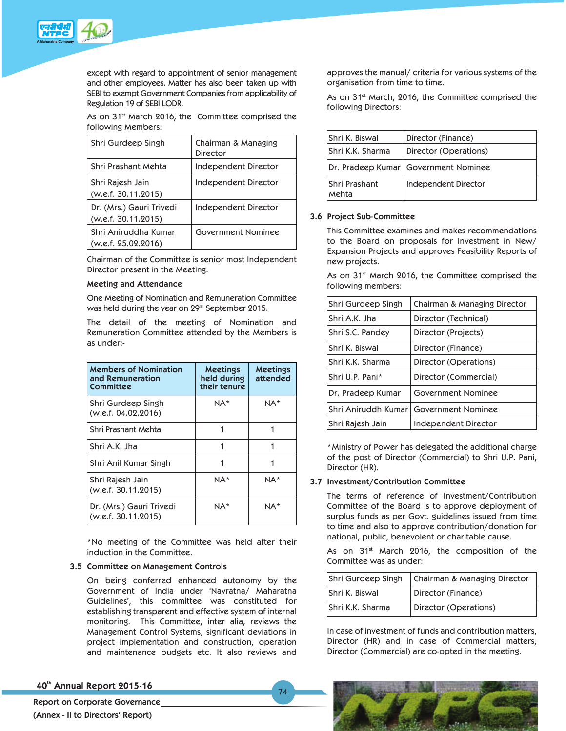except with regard to appointment of senior management and other employees. Matter has also been taken up with SEBI to exempt Government Companies from applicability of Regulation 19 of SEBI LODR.

As on 31st March 2016, the Committee comprised the following Members:

| | |
|---|---|
| Shri Gurdeep Singh | Chairman & Managing Director |
| Shri Prashant Mehta | Independent Director |
| Shri Rajesh Jain (w.e.f. 30.11.2015) | Independent Director |
| Dr. (Mrs.) Gauri Trivedi (w.e.f. 30.11.2015) | Independent Director |
| Shri Aniruddha Kumar (w.e.f. 25.02.2016) | Government Nominee |

Chairman of the Committee is senior most Independent Director present in the Meeting.

**Meeting and Attendance**

One Meeting of Nomination and Remuneration Committee was held during the year on 29th September 2015.

The detail of the meeting of Nomination and Remuneration Committee attended by the Members is as under:-

| Members of Nomination and Remuneration Committee | Meetings held during their tenure | Meetings attended |
|---|---|---|
| Shri Gurdeep Singh (w.e.f. 04.02.2016) | NA* | NA* |
| Shri Prashant Mehta | 1 | 1 |
| Shri A.K. Jha | 1 | 1 |
| Shri Anil Kumar Singh | 1 | 1 |
| Shri Rajesh Jain (w.e.f. 30.11.2015) | NA* | NA* |
| Dr. (Mrs.) Gauri Trivedi (w.e.f. 30.11.2015) | NA* | NA* |

*No meeting of the Committee was held after their induction in the Committee.

## 3.5 Committee on Management Controls

On being conferred enhanced autonomy by the Government of India under 'Navratna/ Maharatna Guidelines', this committee was constituted for establishing transparent and effective system of internal monitoring. This Committee, inter alia, reviews the Management Control Systems, significant deviations in project implementation and construction, operation and maintenance budgets etc. It also reviews and approves the manual/ criteria for various systems of the organisation from time to time.

As on 31st March, 2016, the Committee comprised the following Directors:

| | |
|---|---|
| Shri K. Biswal | Director (Finance) |
| Shri K.K. Sharma | Director (Operations) |
| Dr. Pradeep Kumar | Government Nominee |
| Shri Prashant Mehta | Independent Director |

## 3.6 Project Sub-Committee

This Committee examines and makes recommendations to the Board on proposals for Investment in New/ Expansion Projects and approves Feasibility Reports of new projects.

As on 31st March 2016, the Committee comprised the following members:

| | |
|---|---|
| Shri Gurdeep Singh | Chairman & Managing Director |
| Shri A.K. Jha | Director (Technical) |
| Shri S.C. Pandey | Director (Projects) |
| Shri K. Biswal | Director (Finance) |
| Shri K.K. Sharma | Director (Operations) |
| Shri U.P. Pani* | Director (Commercial) |
| Dr. Pradeep Kumar | Government Nominee |
| Shri Aniruddh Kumar | Government Nominee |
| Shri Rajesh Jain | Independent Director |

*Ministry of Power has delegated the additional charge of the post of Director (Commercial) to Shri U.P. Pani, Director (HR).

## 3.7 Investment/Contribution Committee

The terms of reference of Investment/Contribution Committee of the Board is to approve deployment of surplus funds as per Govt. guidelines issued from time to time and also to approve contribution/donation for national, public, benevolent or charitable cause.

As on 31st March 2016, the composition of the Committee was as under:

| | |
|---|---|
| Shri Gurdeep Singh | Chairman & Managing Director |
| Shri K. Biswal | Director (Finance) |
| Shri K.K. Sharma | Director (Operations) |

In case of investment of funds and contribution matters, Director (HR) and in case of Commercial matters, Director (Commercial) are co-opted in the meeting.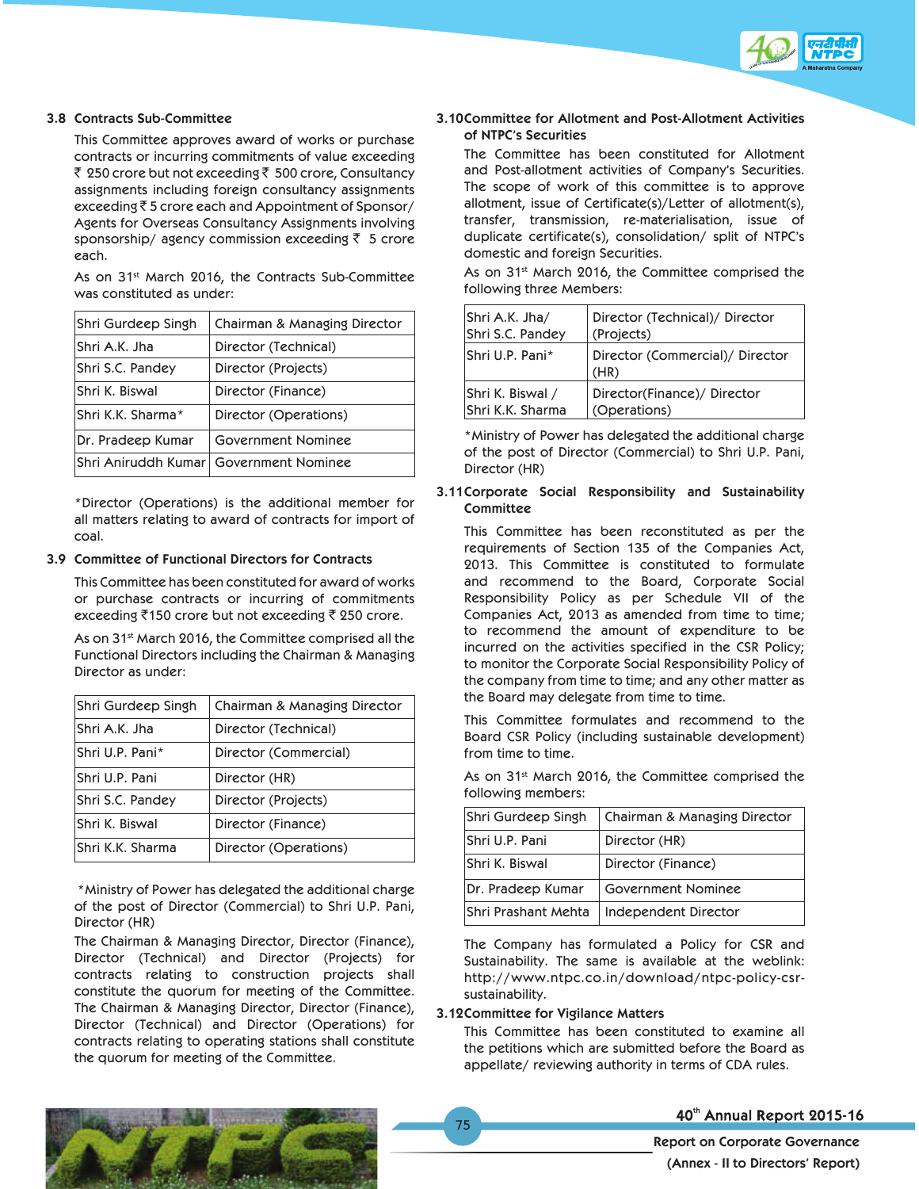### 3.8 Contracts Sub-Committee

This Committee approves award of works or purchase contracts or incurring commitments of value exceeding ₹ 250 crore but not exceeding ₹ 500 crore, Consultancy assignments including foreign consultancy assignments exceeding ₹ 5 crore each and Appointment of Sponsor/ Agents for Overseas Consultancy Assignments involving sponsorship/ agency commission exceeding ₹ 5 crore each.

As on 31st March 2016, the Contracts Sub-Committee was constituted as under:

| | |
|---|---|
| Shri Gurdeep Singh | Chairman & Managing Director |
| Shri A.K. Jha | Director (Technical) |
| Shri S.C. Pandey | Director (Projects) |
| Shri K. Biswal | Director (Finance) |
| Shri K.K. Sharma* | Director (Operations) |
| Dr. Pradeep Kumar | Government Nominee |
| Shri Aniruddh Kumar | Government Nominee |

*Director (Operations) is the additional member for all matters relating to award of contracts for import of coal.

### 3.9 Committee of Functional Directors for Contracts

This Committee has been constituted for award of works or purchase contracts or incurring of commitments exceeding ₹150 crore but not exceeding ₹ 250 crore.

As on 31st March 2016, the Committee comprised all the Functional Directors including the Chairman & Managing Director as under:

| | |
|---|---|
| Shri Gurdeep Singh | Chairman & Managing Director |
| Shri A.K. Jha | Director (Technical) |
| Shri U.P. Pani* | Director (Commercial) |
| Shri U.P. Pani | Director (HR) |
| Shri S.C. Pandey | Director (Projects) |
| Shri K. Biswal | Director (Finance) |
| Shri K.K. Sharma | Director (Operations) |

*Ministry of Power has delegated the additional charge of the post of Director (Commercial) to Shri U.P. Pani, Director (HR)

The Chairman & Managing Director, Director (Finance), Director (Technical) and Director (Projects) for contracts relating to construction projects shall constitute the quorum for meeting of the Committee. The Chairman & Managing Director, Director (Finance), Director (Technical) and Director (Operations) for contracts relating to operating stations shall constitute the quorum for meeting of the Committee.

### 3.10 Committee for Allotment and Post-Allotment Activities of NTPC's Securities

The Committee has been constituted for Allotment and Post-allotment activities of Company's Securities. The scope of work of this committee is to approve allotment, issue of Certificate(s)/Letter of allotment(s), transfer, transmission, re-materialisation, issue of duplicate certificate(s), consolidation/ split of NTPC's domestic and foreign Securities.

As on 31st March 2016, the Committee comprised the following three Members:

| | |
|---|---|
| Shri A.K. Jha/ Shri S.C. Pandey | Director (Technical)/ Director (Projects) |
| Shri U.P. Pani* | Director (Commercial)/ Director (HR) |
| Shri K. Biswal / Shri K.K. Sharma | Director(Finance)/ Director (Operations) |

*Ministry of Power has delegated the additional charge of the post of Director (Commercial) to Shri U.P. Pani, Director (HR)

### 3.11 Corporate Social Responsibility and Sustainability Committee

This Committee has been reconstituted as per the requirements of Section 135 of the Companies Act, 2013. This Committee is constituted to formulate and recommend to the Board, Corporate Social Responsibility Policy as per Schedule VII of the Companies Act, 2013 as amended from time to time; to recommend the amount of expenditure to be incurred on the activities specified in the CSR Policy; to monitor the Corporate Social Responsibility Policy of the company from time to time; and any other matter as the Board may delegate from time to time.

This Committee formulates and recommend to the Board CSR Policy (including sustainable development) from time to time.

As on 31st March 2016, the Committee comprised the following members:

| | |
|---|---|
| Shri Gurdeep Singh | Chairman & Managing Director |
| Shri U.P. Pani | Director (HR) |
| Shri K. Biswal | Director (Finance) |
| Dr. Pradeep Kumar | Government Nominee |
| Shri Prashant Mehta | Independent Director |

The Company has formulated a Policy for CSR and Sustainability. The same is available at the weblink: http://www.ntpc.co.in/download/ntpc-policy-csr-sustainability.

### 3.12 Committee for Vigilance Matters

This Committee has been constituted to examine all the petitions which are submitted before the Board as appellate/ reviewing authority in terms of CDA rules.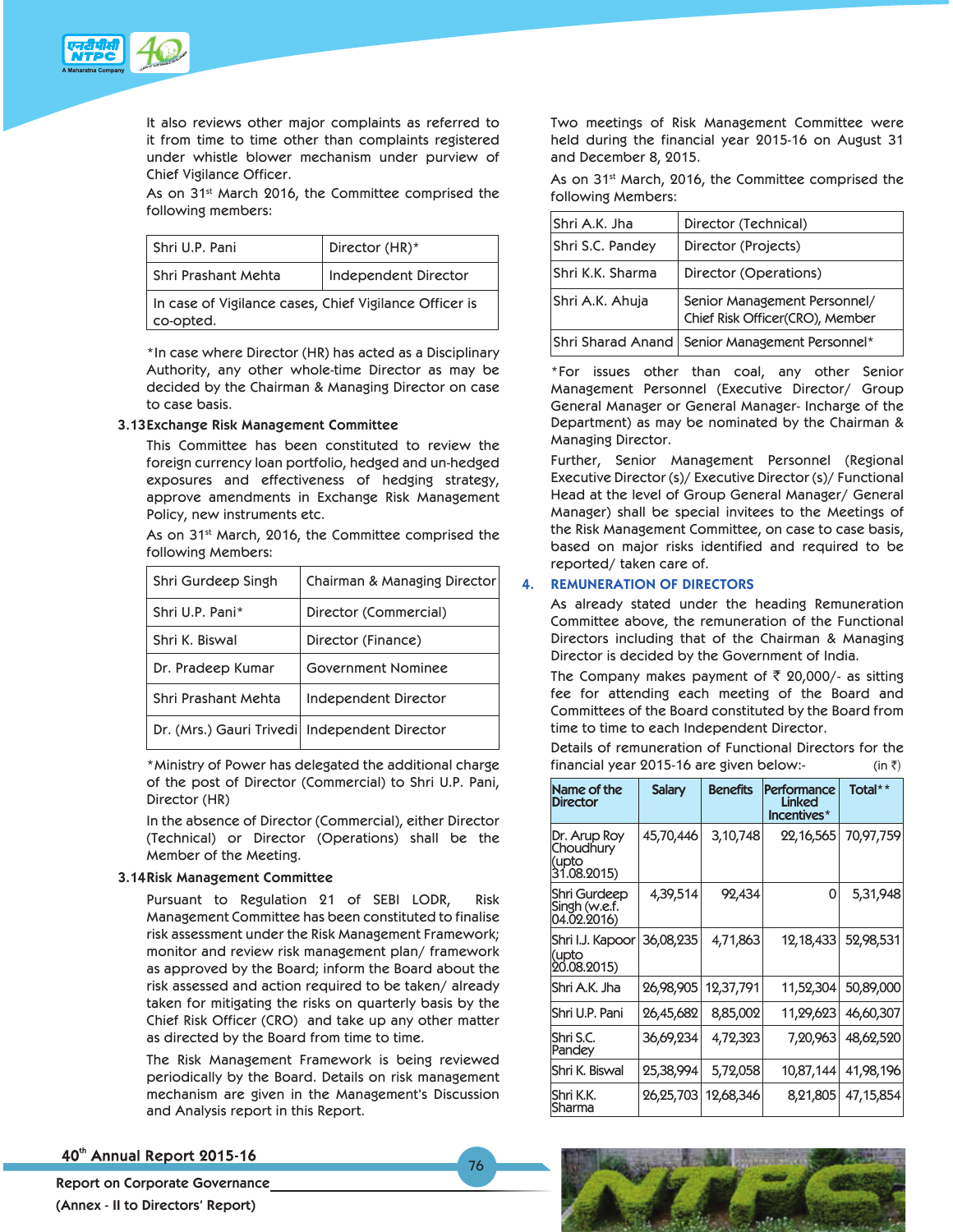It also reviews other major complaints as referred to it from time to time other than complaints registered under whistle blower mechanism under purview of Chief Vigilance Officer.

As on 31st March 2016, the Committee comprised the following members:

| Shri U.P. Pani | Director (HR)* |
|---|---|
| Shri Prashant Mehta | Independent Director |
| In case of Vigilance cases, Chief Vigilance Officer is co-opted. | |

*In case where Director (HR) has acted as a Disciplinary Authority, any other whole-time Director as may be decided by the Chairman & Managing Director on case to case basis.

### 3.13 Exchange Risk Management Committee

This Committee has been constituted to review the foreign currency loan portfolio, hedged and un-hedged exposures and effectiveness of hedging strategy, approve amendments in Exchange Risk Management Policy, new instruments etc.

As on 31st March, 2016, the Committee comprised the following Members:

| Shri Gurdeep Singh | Chairman & Managing Director |
|---|---|
| Shri U.P. Pani* | Director (Commercial) |
| Shri K. Biswal | Director (Finance) |
| Dr. Pradeep Kumar | Government Nominee |
| Shri Prashant Mehta | Independent Director |
| Dr. (Mrs.) Gauri Trivedi | Independent Director |

*Ministry of Power has delegated the additional charge of the post of Director (Commercial) to Shri U.P. Pani, Director (HR)

In the absence of Director (Commercial), either Director (Technical) or Director (Operations) shall be the Member of the Meeting.

### 3.14 Risk Management Committee

Pursuant to Regulation 21 of SEBI LODR, Risk Management Committee has been constituted to finalise risk assessment under the Risk Management Framework; monitor and review risk management plan/ framework as approved by the Board; inform the Board about the risk assessed and action required to be taken/ already taken for mitigating the risks on quarterly basis by the Chief Risk Officer (CRO) and take up any other matter as directed by the Board from time to time.

The Risk Management Framework is being reviewed periodically by the Board. Details on risk management mechanism are given in the Management's Discussion and Analysis report in this Report.

Two meetings of Risk Management Committee were held during the financial year 2015-16 on August 31 and December 8, 2015.

As on 31st March, 2016, the Committee comprised the following Members:

| Shri A.K. Jha | Director (Technical) |
|---|---|
| Shri S.C. Pandey | Director (Projects) |
| Shri K.K. Sharma | Director (Operations) |
| Shri A.K. Ahuja | Senior Management Personnel/ Chief Risk Officer(CRO), Member |
| Shri Sharad Anand | Senior Management Personnel* |

*For issues other than coal, any other Senior Management Personnel (Executive Director/ Group General Manager or General Manager- Incharge of the Department) as may be nominated by the Chairman & Managing Director.

Further, Senior Management Personnel (Regional Executive Director (s)/ Executive Director (s)/ Functional Head at the level of Group General Manager/ General Manager) shall be special invitees to the Meetings of the Risk Management Committee, on case to case basis, based on major risks identified and required to be reported/ taken care of.

## 4. REMUNERATION OF DIRECTORS

As already stated under the heading Remuneration Committee above, the remuneration of the Functional Directors including that of the Chairman & Managing Director is decided by the Government of India.

The Company makes payment of ₹ 20,000/- as sitting fee for attending each meeting of the Board and Committees of the Board constituted by the Board from time to time to each Independent Director.

Details of remuneration of Functional Directors for the financial year 2015-16 are given below:- (in ₹)

| Name of the Director | Salary | Benefits | Performance Linked Incentives* | Total** |
|---|---|---|---|---|
| Dr. Arup Roy Choudhury (upto 31.08.2015) | 45,70,446 | 3,10,748 | 22,16,565 | 70,97,759 |
| Shri Gurdeep Singh (w.e.f. 04.02.2016) | 4,39,514 | 92,434 | 0 | 5,31,948 |
| Shri I.J. Kapoor (upto 20.08.2015) | 36,08,235 | 4,71,863 | 12,18,433 | 52,98,531 |
| Shri A.K. Jha | 26,98,905 | 12,37,791 | 11,52,304 | 50,89,000 |
| Shri U.P. Pani | 26,45,682 | 8,85,002 | 11,29,623 | 46,60,307 |
| Shri S.C. Pandey | 36,69,234 | 4,72,323 | 7,20,963 | 48,62,520 |
| Shri K. Biswal | 25,38,994 | 5,72,058 | 10,87,144 | 41,98,196 |
| Shri K.K. Sharma | 26,25,703 | 12,68,346 | 8,21,805 | 47,15,854 |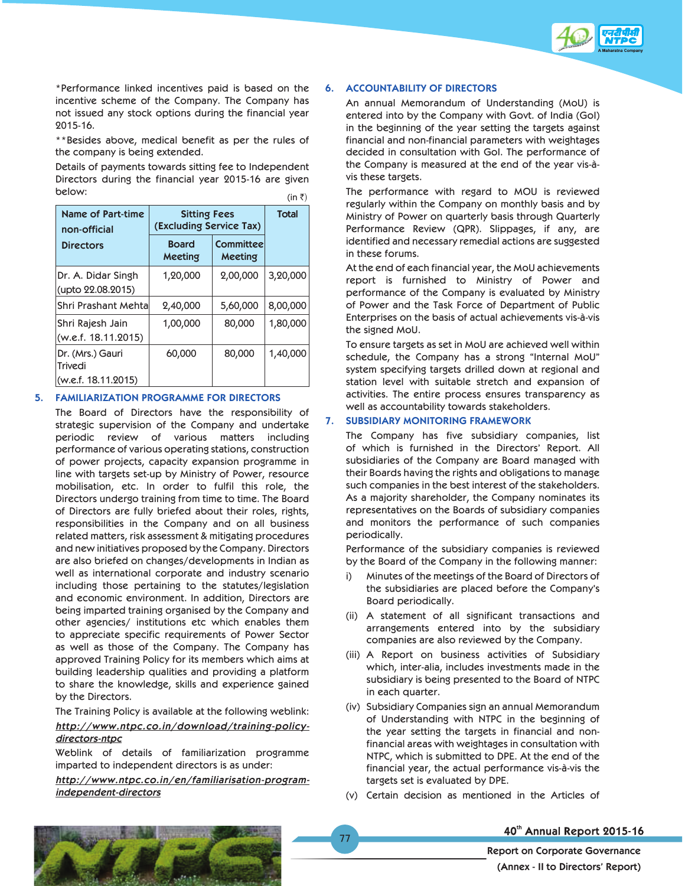*Performance linked incentives paid is based on the incentive scheme of the Company. The Company has not issued any stock options during the financial year 2015-16.

**Besides above, medical benefit as per the rules of the company is being extended.

Details of payments towards sitting fee to Independent Directors during the financial year 2015-16 are given below:

(in ₹)

| Name of Part-time non-official Directors | Sitting Fees (Excluding Service Tax) | | Total |
|---|---|---|---|
| | Board Meeting | Committee Meeting | |
| Dr. A. Didar Singh (upto 22.08.2015) | 1,20,000 | 2,00,000 | 3,20,000 |
| Shri Prashant Mehta | 2,40,000 | 5,60,000 | 8,00,000 |
| Shri Rajesh Jain (w.e.f. 18.11.2015) | 1,00,000 | 80,000 | 1,80,000 |
| Dr. (Mrs.) Gauri Trivedi (w.e.f. 18.11.2015) | 60,000 | 80,000 | 1,40,000 |

## 5. FAMILIARIZATION PROGRAMME FOR DIRECTORS

The Board of Directors have the responsibility of strategic supervision of the Company and undertake periodic review of various matters including performance of various operating stations, construction of power projects, capacity expansion programme in line with targets set-up by Ministry of Power, resource mobilisation, etc. In order to fulfil this role, the Directors undergo training from time to time. The Board of Directors are fully briefed about their roles, rights, responsibilities in the Company and on all business related matters, risk assessment & mitigating procedures and new initiatives proposed by the Company. Directors are also briefed on changes/developments in Indian as well as international corporate and industry scenario including those pertaining to the statutes/legislation and economic environment. In addition, Directors are being imparted training organised by the Company and other agencies/ institutions etc which enables them to appreciate specific requirements of Power Sector as well as those of the Company. The Company has approved Training Policy for its members which aims at building leadership qualities and providing a platform to share the knowledge, skills and experience gained by the Directors.

The Training Policy is available at the following weblink:

***http://www.ntpc.co.in/download/training-policy-directors-ntpc***

Weblink of details of familiarization programme imparted to independent directors is as under:

***http://www.ntpc.co.in/en/familiarisation-program-independent-directors***

## 6. ACCOUNTABILITY OF DIRECTORS

An annual Memorandum of Understanding (MoU) is entered into by the Company with Govt. of India (GoI) in the beginning of the year setting the targets against financial and non-financial parameters with weightages decided in consultation with GoI. The performance of the Company is measured at the end of the year vis-à-vis these targets.

The performance with regard to MOU is reviewed regularly within the Company on monthly basis and by Ministry of Power on quarterly basis through Quarterly Performance Review (QPR). Slippages, if any, are identified and necessary remedial actions are suggested in these forums.

At the end of each financial year, the MoU achievements report is furnished to Ministry of Power and performance of the Company is evaluated by Ministry of Power and the Task Force of Department of Public Enterprises on the basis of actual achievements vis-à-vis the signed MoU.

To ensure targets as set in MoU are achieved well within schedule, the Company has a strong "Internal MoU" system specifying targets drilled down at regional and station level with suitable stretch and expansion of activities. The entire process ensures transparency as well as accountability towards stakeholders.

## 7. SUBSIDIARY MONITORING FRAMEWORK

The Company has five subsidiary companies, list of which is furnished in the Directors' Report. All subsidiaries of the Company are Board managed with their Boards having the rights and obligations to manage such companies in the best interest of the stakeholders. As a majority shareholder, the Company nominates its representatives on the Boards of subsidiary companies and monitors the performance of such companies periodically.

Performance of the subsidiary companies is reviewed by the Board of the Company in the following manner:

i) Minutes of the meetings of the Board of Directors of the subsidiaries are placed before the Company's Board periodically.

(ii) A statement of all significant transactions and arrangements entered into by the subsidiary companies are also reviewed by the Company.

(iii) A Report on business activities of Subsidiary which, inter-alia, includes investments made in the subsidiary is being presented to the Board of NTPC in each quarter.

(iv) Subsidiary Companies sign an annual Memorandum of Understanding with NTPC in the beginning of the year setting the targets in financial and non-financial areas with weightages in consultation with NTPC, which is submitted to DPE. At the end of the financial year, the actual performance vis-à-vis the targets set is evaluated by DPE.

(v) Certain decision as mentioned in the Articles of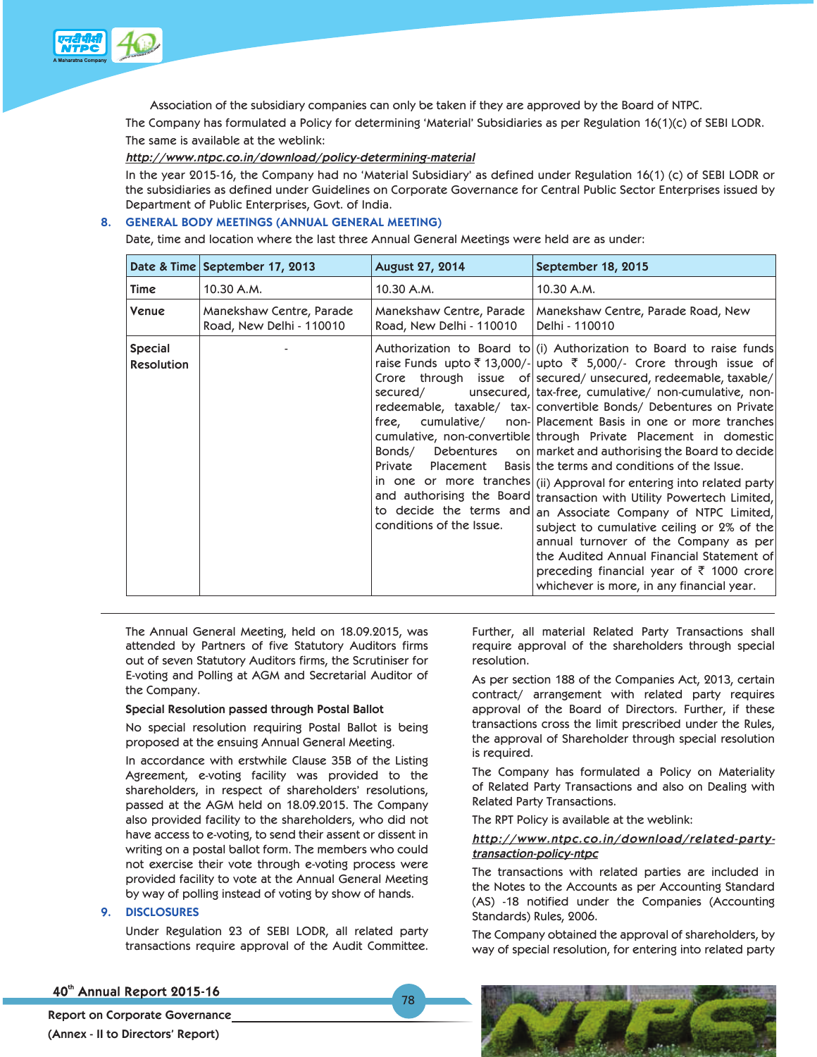Association of the subsidiary companies can only be taken if they are approved by the Board of NTPC.

The Company has formulated a Policy for determining 'Material' Subsidiaries as per Regulation 16(1)(c) of SEBI LODR. The same is available at the weblink:

***http://www.ntpc.co.in/download/policy-determining-material***

In the year 2015-16, the Company had no 'Material Subsidiary' as defined under Regulation 16(1) (c) of SEBI LODR or the subsidiaries as defined under Guidelines on Corporate Governance for Central Public Sector Enterprises issued by Department of Public Enterprises, Govt. of India.

## 8. GENERAL BODY MEETINGS (ANNUAL GENERAL MEETING)

Date, time and location where the last three Annual General Meetings were held are as under:

| Date & Time | September 17, 2013 | August 27, 2014 | September 18, 2015 |
|---|---|---|---|
| Time | 10.30 A.M. | 10.30 A.M. | 10.30 A.M. |
| Venue | Manekshaw Centre, Parade Road, New Delhi - 110010 | Manekshaw Centre, Parade Road, New Delhi - 110010 | Manekshaw Centre, Parade Road, New Delhi - 110010 |
| Special Resolution | - | Authorization to Board to raise Funds upto ₹ 13,000/- Crore through issue of secured/ unsecured, redeemable, taxable/ tax-free, cumulative/ non-cumulative, non-convertible Bonds/ Debentures on Private Placement Basis in one or more tranches and authorising the Board to decide the terms and conditions of the Issue. | (i) Authorization to Board to raise funds upto ₹ 5,000/- Crore through issue of secured/ unsecured, redeemable, taxable/ tax-free, cumulative/ non-cumulative, non-convertible Bonds/ Debentures on Private Placement Basis in one or more tranches through Private Placement in domestic market and authorising the Board to decide the terms and conditions of the Issue. (ii) Approval for entering into related party transaction with Utility Powertech Limited, an Associate Company of NTPC Limited, subject to cumulative ceiling or 2% of the annual turnover of the Company as per the Audited Annual Financial Statement of preceding financial year of ₹ 1000 crore whichever is more, in any financial year. |

The Annual General Meeting, held on 18.09.2015, was attended by Partners of five Statutory Auditors firms out of seven Statutory Auditors firms, the Scrutiniser for E-voting and Polling at AGM and Secretarial Auditor of the Company.

**Special Resolution passed through Postal Ballot**

No special resolution requiring Postal Ballot is being proposed at the ensuing Annual General Meeting.

In accordance with erstwhile Clause 35B of the Listing Agreement, e-voting facility was provided to the shareholders, in respect of shareholders' resolutions, passed at the AGM held on 18.09.2015. The Company also provided facility to the shareholders, who did not have access to e-voting, to send their assent or dissent in writing on a postal ballot form. The members who could not exercise their vote through e-voting process were provided facility to vote at the Annual General Meeting by way of polling instead of voting by show of hands.

## 9. DISCLOSURES

Under Regulation 23 of SEBI LODR, all related party transactions require approval of the Audit Committee. Further, all material Related Party Transactions shall require approval of the shareholders through special resolution.

As per section 188 of the Companies Act, 2013, certain contract/ arrangement with related party requires approval of the Board of Directors. Further, if these transactions cross the limit prescribed under the Rules, the approval of Shareholder through special resolution is required.

The Company has formulated a Policy on Materiality of Related Party Transactions and also on Dealing with Related Party Transactions.

The RPT Policy is available at the weblink:

***http://www.ntpc.co.in/download/related-party-transaction-policy-ntpc***

The transactions with related parties are included in the Notes to the Accounts as per Accounting Standard (AS) -18 notified under the Companies (Accounting Standards) Rules, 2006.

The Company obtained the approval of shareholders, by way of special resolution, for entering into related party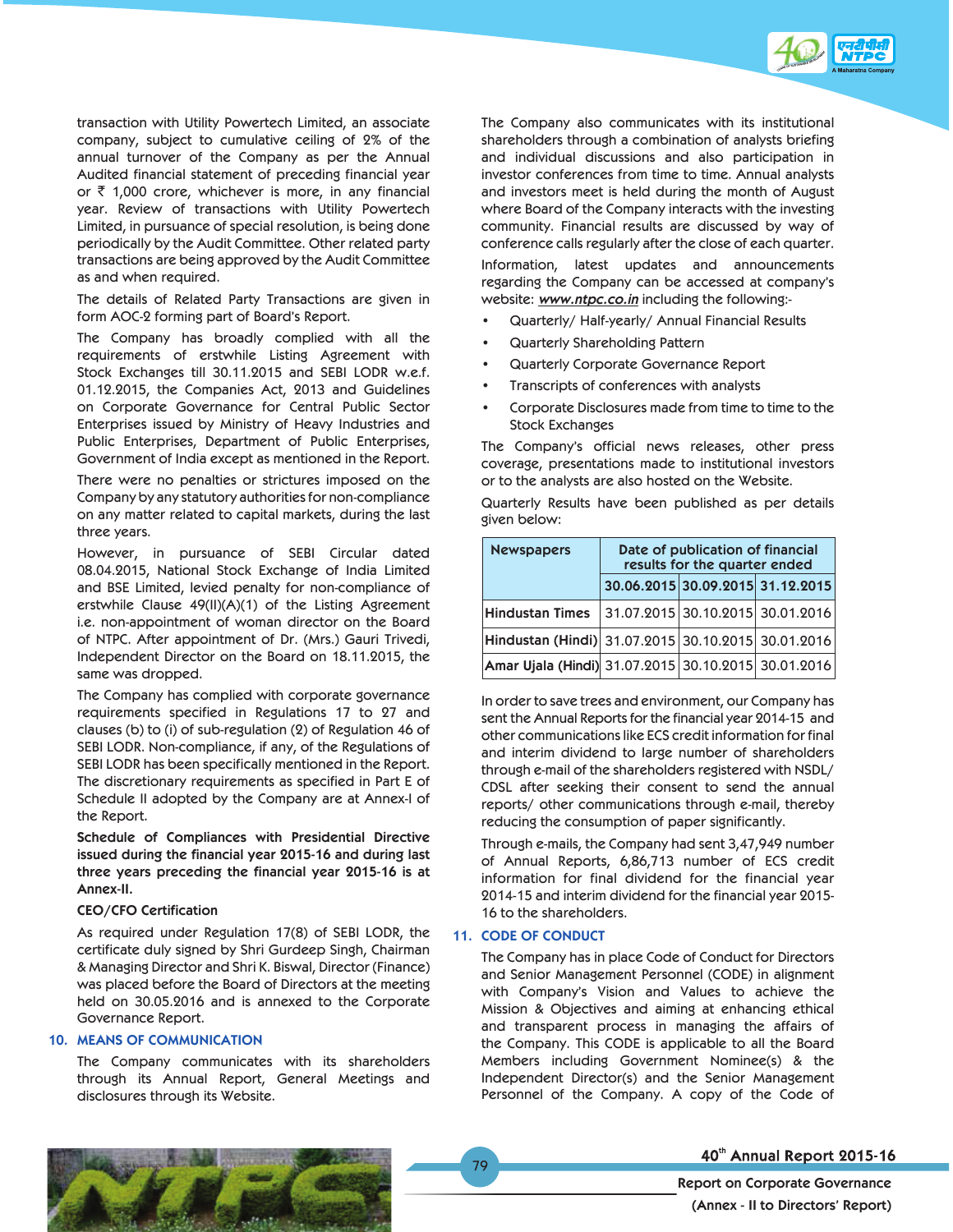transaction with Utility Powertech Limited, an associate company, subject to cumulative ceiling of 2% of the annual turnover of the Company as per the Annual Audited financial statement of preceding financial year or ₹ 1,000 crore, whichever is more, in any financial year. Review of transactions with Utility Powertech Limited, in pursuance of special resolution, is being done periodically by the Audit Committee. Other related party transactions are being approved by the Audit Committee as and when required.

The details of Related Party Transactions are given in form AOC-2 forming part of Board's Report.

The Company has broadly complied with all the requirements of erstwhile Listing Agreement with Stock Exchanges till 30.11.2015 and SEBI LODR w.e.f. 01.12.2015, the Companies Act, 2013 and Guidelines on Corporate Governance for Central Public Sector Enterprises issued by Ministry of Heavy Industries and Public Enterprises, Department of Public Enterprises, Government of India except as mentioned in the Report.

There were no penalties or strictures imposed on the Company by any statutory authorities for non-compliance on any matter related to capital markets, during the last three years.

However, in pursuance of SEBI Circular dated 08.04.2015, National Stock Exchange of India Limited and BSE Limited, levied penalty for non-compliance of erstwhile Clause 49(II)(A)(1) of the Listing Agreement i.e. non-appointment of woman director on the Board of NTPC. After appointment of Dr. (Mrs.) Gauri Trivedi, Independent Director on the Board on 18.11.2015, the same was dropped.

The Company has complied with corporate governance requirements specified in Regulations 17 to 27 and clauses (b) to (i) of sub-regulation (2) of Regulation 46 of SEBI LODR. Non-compliance, if any, of the Regulations of SEBI LODR has been specifically mentioned in the Report. The discretionary requirements as specified in Part E of Schedule II adopted by the Company are at Annex-I of the Report.

**Schedule of Compliances with Presidential Directive issued during the financial year 2015-16 and during last three years preceding the financial year 2015-16 is at Annex-II.**

**CEO/CFO Certification**

As required under Regulation 17(8) of SEBI LODR, the certificate duly signed by Shri Gurdeep Singh, Chairman & Managing Director and Shri K. Biswal, Director (Finance) was placed before the Board of Directors at the meeting held on 30.05.2016 and is annexed to the Corporate Governance Report.

## 10. MEANS OF COMMUNICATION

The Company communicates with its shareholders through its Annual Report, General Meetings and disclosures through its Website.

The Company also communicates with its institutional shareholders through a combination of analysts briefing and individual discussions and also participation in investor conferences from time to time. Annual analysts and investors meet is held during the month of August where Board of the Company interacts with the investing community. Financial results are discussed by way of conference calls regularly after the close of each quarter.

Information, latest updates and announcements regarding the Company can be accessed at company's website: ***www.ntpc.co.in*** including the following:-

- Quarterly/ Half-yearly/ Annual Financial Results
- Quarterly Shareholding Pattern
- Quarterly Corporate Governance Report
- Transcripts of conferences with analysts
- Corporate Disclosures made from time to time to the Stock Exchanges

The Company's official news releases, other press coverage, presentations made to institutional investors or to the analysts are also hosted on the Website.

Quarterly Results have been published as per details given below:

| Newspapers | Date of publication of financial results for the quarter ended | | |
|---|---|---|---|
| | 30.06.2015 | 30.09.2015 | 31.12.2015 |
| Hindustan Times | 31.07.2015 | 30.10.2015 | 30.01.2016 |
| Hindustan (Hindi) | 31.07.2015 | 30.10.2015 | 30.01.2016 |
| Amar Ujala (Hindi) | 31.07.2015 | 30.10.2015 | 30.01.2016 |

In order to save trees and environment, our Company has sent the Annual Reports for the financial year 2014-15 and other communications like ECS credit information for final and interim dividend to large number of shareholders through e-mail of the shareholders registered with NSDL/ CDSL after seeking their consent to send the annual reports/ other communications through e-mail, thereby reducing the consumption of paper significantly.

Through e-mails, the Company had sent 3,47,949 number of Annual Reports, 6,86,713 number of ECS credit information for final dividend for the financial year 2014-15 and interim dividend for the financial year 2015-16 to the shareholders.

## 11. CODE OF CONDUCT

The Company has in place Code of Conduct for Directors and Senior Management Personnel (CODE) in alignment with Company's Vision and Values to achieve the Mission & Objectives and aiming at enhancing ethical and transparent process in managing the affairs of the Company. This CODE is applicable to all the Board Members including Government Nominee(s) & the Independent Director(s) and the Senior Management Personnel of the Company. A copy of the Code of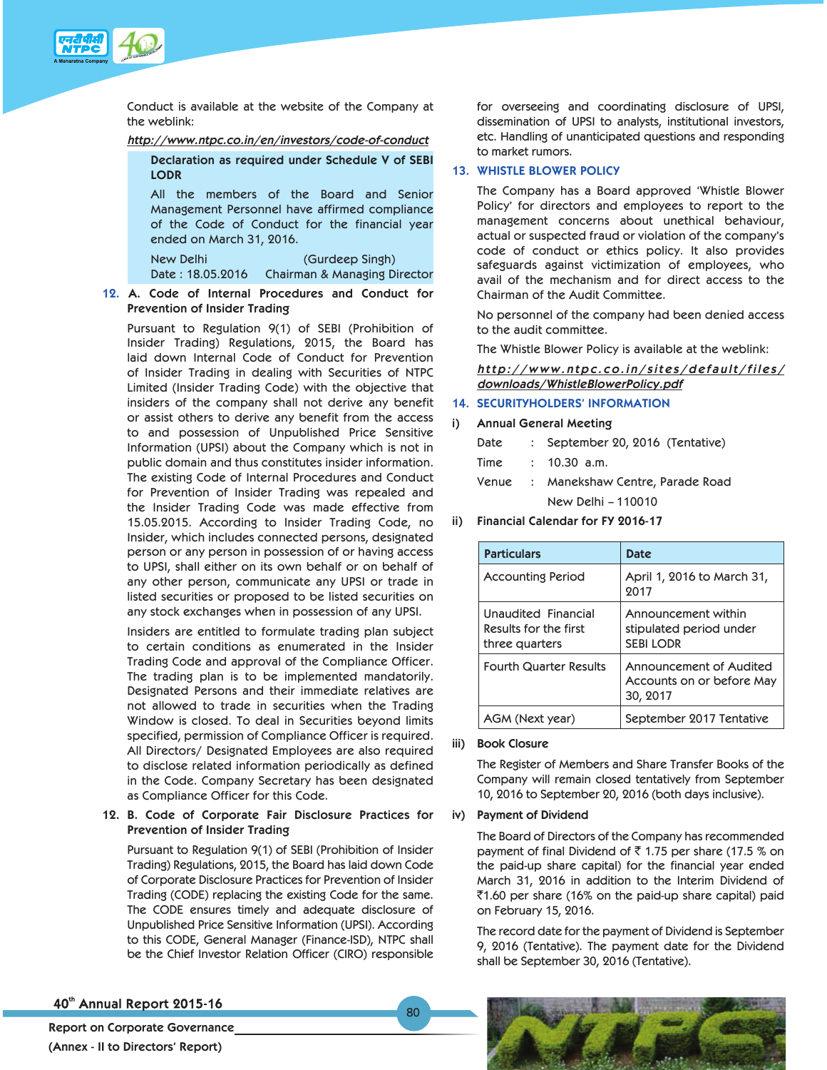Conduct is available at the website of the Company at the weblink:

*http://www.ntpc.co.in/en/investors/code-of-conduct*

**Declaration as required under Schedule V of SEBI LODR**

All the members of the Board and Senior Management Personnel have affirmed compliance of the Code of Conduct for the financial year ended on March 31, 2016.

New Delhi (Gurdeep Singh)
Date : 18.05.2016 Chairman & Managing Director

## 12. A. Code of Internal Procedures and Conduct for Prevention of Insider Trading

Pursuant to Regulation 9(1) of SEBI (Prohibition of Insider Trading) Regulations, 2015, the Board has laid down Internal Code of Conduct for Prevention of Insider Trading in dealing with Securities of NTPC Limited (Insider Trading Code) with the objective that insiders of the company shall not derive any benefit or assist others to derive any benefit from the access to and possession of Unpublished Price Sensitive Information (UPSI) about the Company which is not in public domain and thus constitutes insider information. The existing Code of Internal Procedures and Conduct for Prevention of Insider Trading was repealed and the Insider Trading Code was made effective from 15.05.2015. According to Insider Trading Code, no Insider, which includes connected persons, designated person or any person in possession of or having access to UPSI, shall either on its own behalf or on behalf of any other person, communicate any UPSI or trade in listed securities or proposed to be listed securities on any stock exchanges when in possession of any UPSI.

Insiders are entitled to formulate trading plan subject to certain conditions as enumerated in the Insider Trading Code and approval of the Compliance Officer. The trading plan is to be implemented mandatorily. Designated Persons and their immediate relatives are not allowed to trade in securities when the Trading Window is closed. To deal in Securities beyond limits specified, permission of Compliance Officer is required. All Directors/ Designated Employees are also required to disclose related information periodically as defined in the Code. Company Secretary has been designated as Compliance Officer for this Code.

## 12. B. Code of Corporate Fair Disclosure Practices for Prevention of Insider Trading

Pursuant to Regulation 9(1) of SEBI (Prohibition of Insider Trading) Regulations, 2015, the Board has laid down Code of Corporate Disclosure Practices for Prevention of Insider Trading (CODE) replacing the existing Code for the same. The CODE ensures timely and adequate disclosure of Unpublished Price Sensitive Information (UPSI). According to this CODE, General Manager (Finance-ISD), NTPC shall be the Chief Investor Relation Officer (CIRO) responsible for overseeing and coordinating disclosure of UPSI, dissemination of UPSI to analysts, institutional investors, etc. Handling of unanticipated questions and responding to market rumors.

## 13. WHISTLE BLOWER POLICY

The Company has a Board approved 'Whistle Blower Policy' for directors and employees to report to the management concerns about unethical behaviour, actual or suspected fraud or violation of the company's code of conduct or ethics policy. It also provides safeguards against victimization of employees, who avail of the mechanism and for direct access to the Chairman of the Audit Committee.

No personnel of the company had been denied access to the audit committee.

The Whistle Blower Policy is available at the weblink:

*http://www.ntpc.co.in/sites/default/files/downloads/WhistleBlowerPolicy.pdf*

## 14. SECURITYHOLDERS' INFORMATION

### i) Annual General Meeting

Date : September 20, 2016 (Tentative)

Time : 10.30 a.m.

Venue : Manekshaw Centre, Parade Road New Delhi – 110010

### ii) Financial Calendar for FY 2016-17

| Particulars | Date |
|---|---|
| Accounting Period | April 1, 2016 to March 31, 2017 |
| Unaudited Financial Results for the first three quarters | Announcement within stipulated period under SEBI LODR |
| Fourth Quarter Results | Announcement of Audited Accounts on or before May 30, 2017 |
| AGM (Next year) | September 2017 Tentative |

### iii) Book Closure

The Register of Members and Share Transfer Books of the Company will remain closed tentatively from September 10, 2016 to September 20, 2016 (both days inclusive).

### iv) Payment of Dividend

The Board of Directors of the Company has recommended payment of final Dividend of ₹ 1.75 per share (17.5 % on the paid-up share capital) for the financial year ended March 31, 2016 in addition to the Interim Dividend of ₹1.60 per share (16% on the paid-up share capital) paid on February 15, 2016.

The record date for the payment of Dividend is September 9, 2016 (Tentative). The payment date for the Dividend shall be September 30, 2016 (Tentative).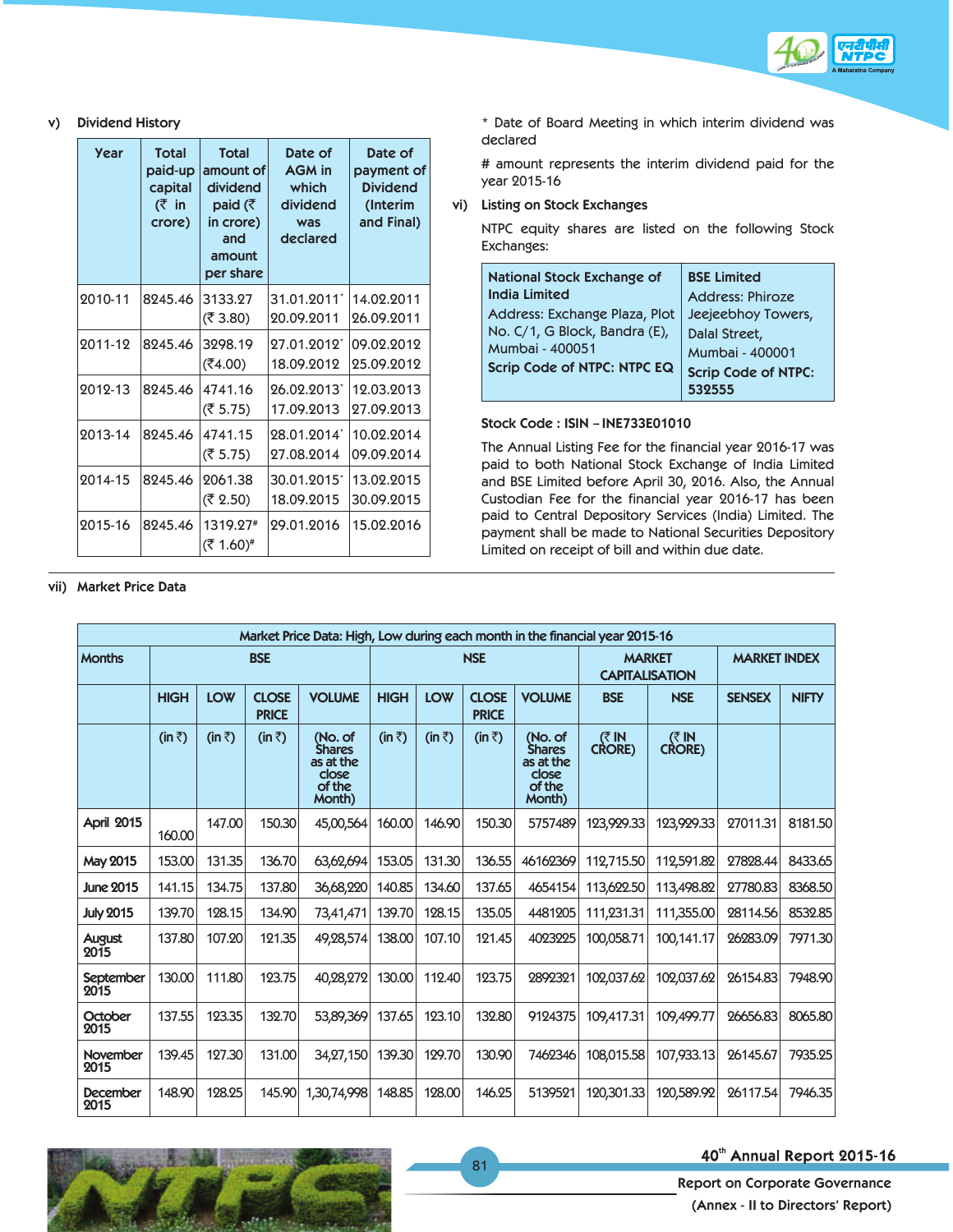### v) Dividend History

| Year | Total paid-up capital (₹ in crore) | Total amount of dividend paid (₹ in crore) and amount per share | Date of AGM in which dividend was declared | Date of payment of Dividend (Interim and Final) |
|---|---|---|---|---|
| 2010-11 | 8245.46 | 3133.27 (₹ 3.80) | 31.01.2011* 20.09.2011 | 14.02.2011 26.09.2011 |
| 2011-12 | 8245.46 | 3298.19 (₹4.00) | 27.01.2012* 18.09.2012 | 09.02.2012 25.09.2012 |
| 2012-13 | 8245.46 | 4741.16 (₹ 5.75) | 26.02.2013* 17.09.2013 | 12.03.2013 27.09.2013 |
| 2013-14 | 8245.46 | 4741.15 (₹ 5.75) | 28.01.2014* 27.08.2014 | 10.02.2014 09.09.2014 |
| 2014-15 | 8245.46 | 2061.38 (₹ 2.50) | 30.01.2015* 18.09.2015 | 13.02.2015 30.09.2015 |
| 2015-16 | 8245.46 | 1319.27# (₹ 1.60)# | 29.01.2016 | 15.02.2016 |

\* Date of Board Meeting in which interim dividend was declared

# amount represents the interim dividend paid for the year 2015-16

### vi) Listing on Stock Exchanges

NTPC equity shares are listed on the following Stock Exchanges:

| National Stock Exchange of India Limited | BSE Limited |
|---|---|
| Address: Exchange Plaza, Plot No. C/1, G Block, Bandra (E), Mumbai - 400051 | Address: Phiroze Jeejeebhoy Towers, Dalal Street, Mumbai - 400001 |
| **Scrip Code of NTPC: NTPC EQ** | **Scrip Code of NTPC: 532555** |

**Stock Code : ISIN – INE733E01010**

The Annual Listing Fee for the financial year 2016-17 was paid to both National Stock Exchange of India Limited and BSE Limited before April 30, 2016. Also, the Annual Custodian Fee for the financial year 2016-17 has been paid to Central Depository Services (India) Limited. The payment shall be made to National Securities Depository Limited on receipt of bill and within due date.

### vii) Market Price Data

Market Price Data: High, Low during each month in the financial year 2015-16

| Months | BSE | | | | NSE | | | | MARKET CAPITALISATION | | MARKET INDEX | |
|---|---|---|---|---|---|---|---|---|---|---|---|---|
| | HIGH | LOW | CLOSE PRICE | VOLUME | HIGH | LOW | CLOSE PRICE | VOLUME | BSE | NSE | SENSEX | NIFTY |
| | (in ₹) | (in ₹) | (in ₹) | (No. of Shares as at the close of the Month) | (in ₹) | (in ₹) | (in ₹) | (No. of Shares as at the close of the Month) | (₹ IN CRORE) | (₹ IN CRORE) | | |
| April 2015 | 160.00 | 147.00 | 150.30 | 45,00,564 | 160.00 | 146.90 | 150.30 | 5757489 | 123,929.33 | 123,929.33 | 27011.31 | 8181.50 |
| May 2015 | 153.00 | 131.35 | 136.70 | 63,62,694 | 153.05 | 131.30 | 136.55 | 46162369 | 112,715.50 | 112,591.82 | 27828.44 | 8433.65 |
| June 2015 | 141.15 | 134.75 | 137.80 | 36,68,220 | 140.85 | 134.60 | 137.65 | 4654154 | 113,622.50 | 113,498.82 | 27780.83 | 8368.50 |
| July 2015 | 139.70 | 128.15 | 134.90 | 73,41,471 | 139.70 | 128.15 | 135.05 | 4481205 | 111,231.31 | 111,355.00 | 28114.56 | 8532.85 |
| August 2015 | 137.80 | 107.20 | 121.35 | 49,28,574 | 138.00 | 107.10 | 121.45 | 4023225 | 100,058.71 | 100,141.17 | 26283.09 | 7971.30 |
| September 2015 | 130.00 | 111.80 | 123.75 | 40,28,272 | 130.00 | 112.40 | 123.75 | 2892321 | 102,037.62 | 102,037.62 | 26154.83 | 7948.90 |
| October 2015 | 137.55 | 123.35 | 132.70 | 53,89,369 | 137.65 | 123.10 | 132.80 | 9124375 | 109,417.31 | 109,499.77 | 26656.83 | 8065.80 |
| November 2015 | 139.45 | 127.30 | 131.00 | 34,27,150 | 139.30 | 129.70 | 130.90 | 7462346 | 108,015.58 | 107,933.13 | 26145.67 | 7935.25 |
| December 2015 | 148.90 | 128.25 | 145.90 | 1,30,74,998 | 148.85 | 128.00 | 146.25 | 5139521 | 120,301.33 | 120,589.92 | 26117.54 | 7946.35 |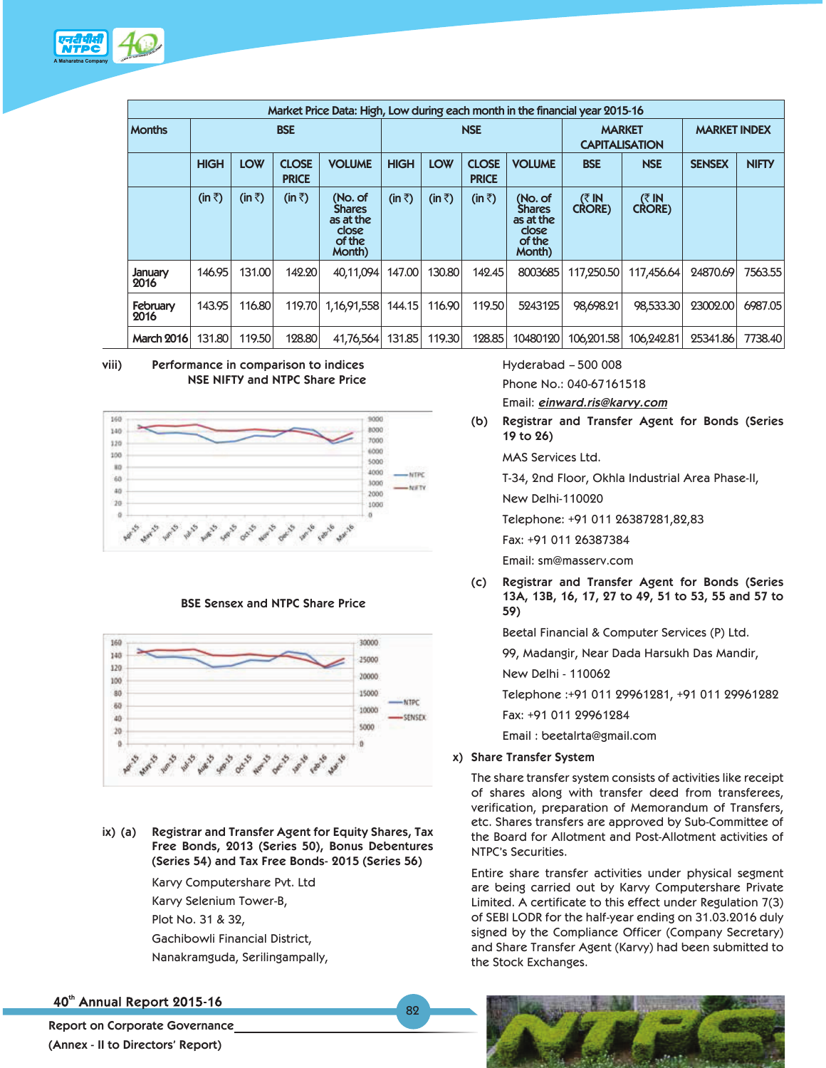| Market Price Data: High, Low during each month in the financial year 2015-16 | | | | | | | | | | | | |
|---|---|---|---|---|---|---|---|---|---|---|---|---|
| Months | BSE | | | | NSE | | | | MARKET CAPITALISATION | | MARKET INDEX | |
| | HIGH | LOW | CLOSE PRICE | VOLUME | HIGH | LOW | CLOSE PRICE | VOLUME | BSE | NSE | SENSEX | NIFTY |
| | (in ₹) | (in ₹) | (in ₹) | (No. of Shares as at the close of the Month) | (in ₹) | (in ₹) | (in ₹) | (No. of Shares as at the close of the Month) | (₹ IN CRORE) | (₹ IN CRORE) | | |
| January 2016 | 146.95 | 131.00 | 142.20 | 40,11,094 | 147.00 | 130.80 | 142.45 | 8003685 | 117,250.50 | 117,456.64 | 24870.69 | 7563.55 |
| February 2016 | 143.95 | 116.80 | 119.70 | 1,16,91,558 | 144.15 | 116.90 | 119.50 | 5243125 | 98,698.21 | 98,533.30 | 23002.00 | 6987.05 |
| March 2016 | 131.80 | 119.50 | 128.80 | 41,76,564 | 131.85 | 119.30 | 128.85 | 10480120 | 106,201.58 | 106,242.81 | 25341.86 | 7738.40 |

viii) Performance in comparison to indices

NSE NIFTY and NTPC Share Price

BSE Sensex and NTPC Share Price

ix) (a) **Registrar and Transfer Agent for Equity Shares, Tax Free Bonds, 2013 (Series 50), Bonus Debentures (Series 54) and Tax Free Bonds- 2015 (Series 56)**

Karvy Computershare Pvt. Ltd

Karvy Selenium Tower-B,

Plot No. 31 & 32,

Gachibowli Financial District,

Nanakramguda, Serilingampally,

Hyderabad – 500 008

Phone No.: 040-67161518

Email: *einward.ris@karvy.com*

(b) **Registrar and Transfer Agent for Bonds (Series 19 to 26)**

MAS Services Ltd.

T-34, 2nd Floor, Okhla Industrial Area Phase-II,

New Delhi-110020

Telephone: +91 011 26387281,82,83

Fax: +91 011 26387384

Email: sm@masserv.com

(c) **Registrar and Transfer Agent for Bonds (Series 13A, 13B, 16, 17, 27 to 49, 51 to 53, 55 and 57 to 59)**

Beetal Financial & Computer Services (P) Ltd.

99, Madangir, Near Dada Harsukh Das Mandir,

New Delhi - 110062

Telephone :+91 011 29961281, +91 011 29961282

Fax: +91 011 29961284

Email : beetalrta@gmail.com

x) **Share Transfer System**

The share transfer system consists of activities like receipt of shares along with transfer deed from transferees, verification, preparation of Memorandum of Transfers, etc. Shares transfers are approved by Sub-Committee of the Board for Allotment and Post-Allotment activities of NTPC's Securities.

Entire share transfer activities under physical segment are being carried out by Karvy Computershare Private Limited. A certificate to this effect under Regulation 7(3) of SEBI LODR for the half-year ending on 31.03.2016 duly signed by the Compliance Officer (Company Secretary) and Share Transfer Agent (Karvy) had been submitted to the Stock Exchanges.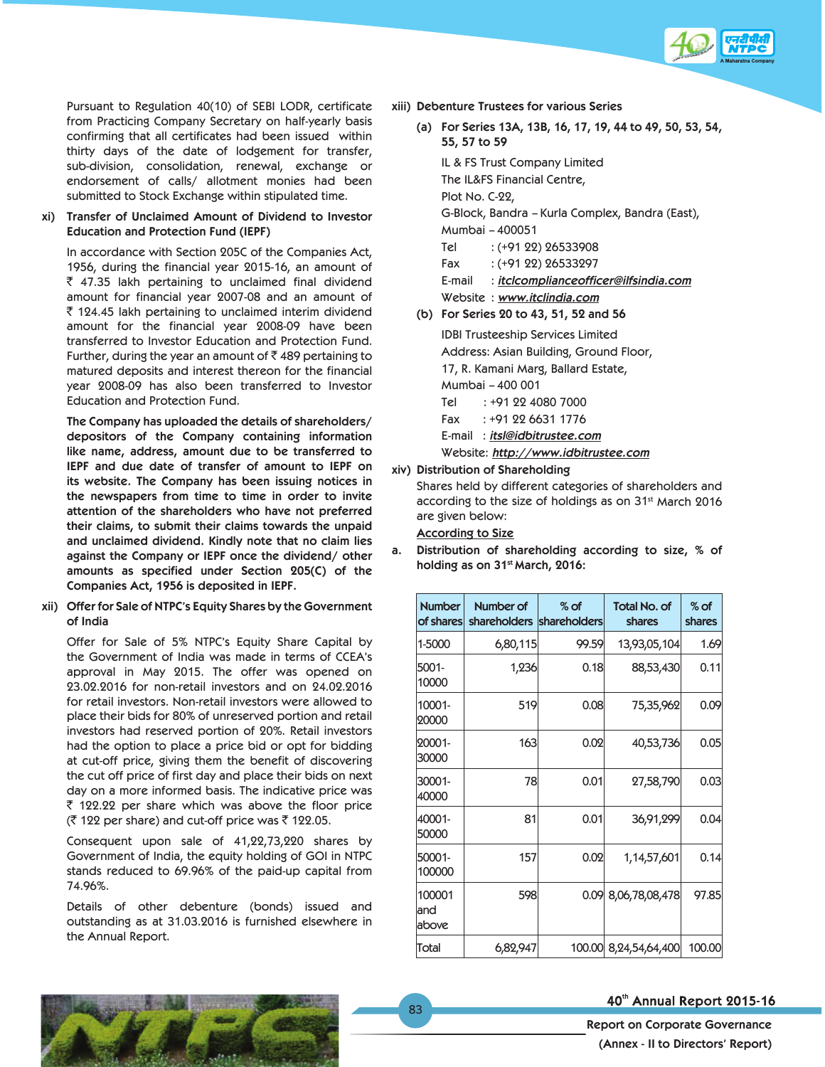Pursuant to Regulation 40(10) of SEBI LODR, certificate from Practicing Company Secretary on half-yearly basis confirming that all certificates had been issued within thirty days of the date of lodgement for transfer, sub-division, consolidation, renewal, exchange or endorsement of calls/ allotment monies had been submitted to Stock Exchange within stipulated time.

**xi) Transfer of Unclaimed Amount of Dividend to Investor Education and Protection Fund (IEPF)**

In accordance with Section 205C of the Companies Act, 1956, during the financial year 2015-16, an amount of ₹ 47.35 lakh pertaining to unclaimed final dividend amount for financial year 2007-08 and an amount of ₹ 124.45 lakh pertaining to unclaimed interim dividend amount for the financial year 2008-09 have been transferred to Investor Education and Protection Fund. Further, during the year an amount of ₹ 489 pertaining to matured deposits and interest thereon for the financial year 2008-09 has also been transferred to Investor Education and Protection Fund.

**The Company has uploaded the details of shareholders/ depositors of the Company containing information like name, address, amount due to be transferred to IEPF and due date of transfer of amount to IEPF on its website. The Company has been issuing notices in the newspapers from time to time in order to invite attention of the shareholders who have not preferred their claims, to submit their claims towards the unpaid and unclaimed dividend. Kindly note that no claim lies against the Company or IEPF once the dividend/ other amounts as specified under Section 205(C) of the Companies Act, 1956 is deposited in IEPF.**

**xii) Offer for Sale of NTPC's Equity Shares by the Government of India**

Offer for Sale of 5% NTPC's Equity Share Capital by the Government of India was made in terms of CCEA's approval in May 2015. The offer was opened on 23.02.2016 for non-retail investors and on 24.02.2016 for retail investors. Non-retail investors were allowed to place their bids for 80% of unreserved portion and retail investors had reserved portion of 20%. Retail investors had the option to place a price bid or opt for bidding at cut-off price, giving them the benefit of discovering the cut off price of first day and place their bids on next day on a more informed basis. The indicative price was ₹ 122.22 per share which was above the floor price (₹ 122 per share) and cut-off price was ₹ 122.05.

Consequent upon sale of 41,22,73,220 shares by Government of India, the equity holding of GOI in NTPC stands reduced to 69.96% of the paid-up capital from 74.96%.

Details of other debenture (bonds) issued and outstanding as at 31.03.2016 is furnished elsewhere in the Annual Report.

**xiii) Debenture Trustees for various Series**

**(a) For Series 13A, 13B, 16, 17, 19, 44 to 49, 50, 53, 54, 55, 57 to 59**

IL & FS Trust Company Limited
The IL&FS Financial Centre,
Plot No. C-22,
G-Block, Bandra – Kurla Complex, Bandra (East),
Mumbai – 400051
Tel : (+91 22) 26533908
Fax : (+91 22) 26533297
E-mail : itclcomplianceofficer@ilfsindia.com
Website : www.itclindia.com

**(b) For Series 20 to 43, 51, 52 and 56**

IDBI Trusteeship Services Limited
Address: Asian Building, Ground Floor,
17, R. Kamani Marg, Ballard Estate,
Mumbai – 400 001
Tel : +91 22 4080 7000
Fax : +91 22 6631 1776
E-mail : itsl@idbitrustee.com
Website: http://www.idbitrustee.com

**xiv) Distribution of Shareholding**

Shares held by different categories of shareholders and according to the size of holdings as on 31st March 2016 are given below:

According to Size

**a. Distribution of shareholding according to size, % of holding as on 31st March, 2016:**

| Number of shares | Number of shareholders | % of shareholders | Total No. of shares | % of shares |
|---|---|---|---|---|
| 1-5000 | 6,80,115 | 99.59 | 13,93,05,104 | 1.69 |
| 5001-10000 | 1,236 | 0.18 | 88,53,430 | 0.11 |
| 10001-20000 | 519 | 0.08 | 75,35,962 | 0.09 |
| 20001-30000 | 163 | 0.02 | 40,53,736 | 0.05 |
| 30001-40000 | 78 | 0.01 | 27,58,790 | 0.03 |
| 40001-50000 | 81 | 0.01 | 36,91,299 | 0.04 |
| 50001-100000 | 157 | 0.02 | 1,14,57,601 | 0.14 |
| 100001 and above | 598 | 0.09 | 8,06,78,08,478 | 97.85 |
| Total | 6,82,947 | 100.00 | 8,24,54,64,400 | 100.00 |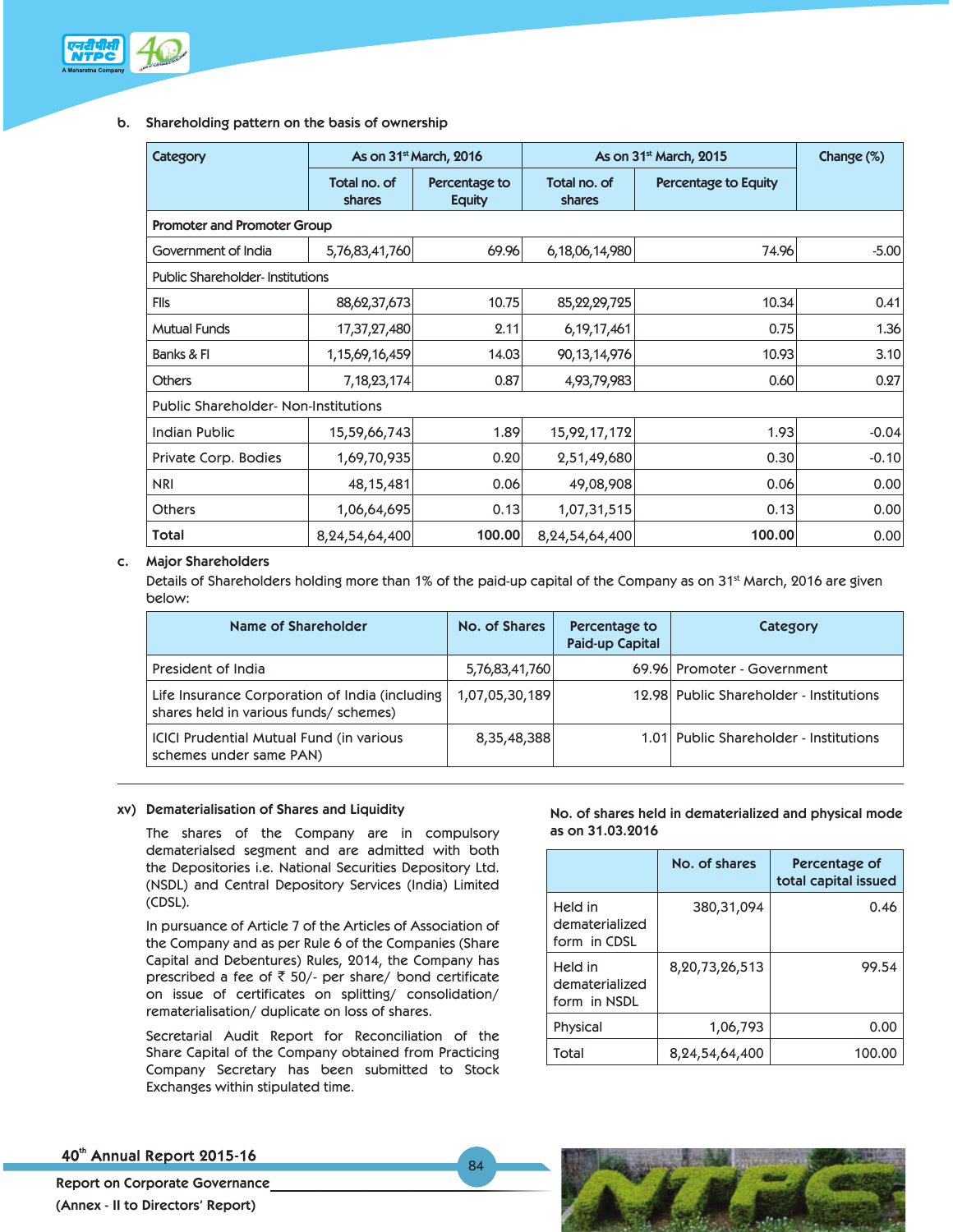b. **Shareholding pattern on the basis of ownership**

| Category | As on 31st March, 2016 | | As on 31st March, 2015 | | Change (%) |
|---|---|---|---|---|---|
| | Total no. of shares | Percentage to Equity | Total no. of shares | Percentage to Equity | |
| **Promoter and Promoter Group** | | | | | |
| Government of India | 5,76,83,41,760 | 69.96 | 6,18,06,14,980 | 74.96 | -5.00 |
| Public Shareholder- Institutions | | | | | |
| FIIs | 88,62,37,673 | 10.75 | 85,22,29,725 | 10.34 | 0.41 |
| Mutual Funds | 17,37,27,480 | 2.11 | 6,19,17,461 | 0.75 | 1.36 |
| Banks & FI | 1,15,69,16,459 | 14.03 | 90,13,14,976 | 10.93 | 3.10 |
| Others | 7,18,23,174 | 0.87 | 4,93,79,983 | 0.60 | 0.27 |
| Public Shareholder- Non-Institutions | | | | | |
| Indian Public | 15,59,66,743 | 1.89 | 15,92,17,172 | 1.93 | -0.04 |
| Private Corp. Bodies | 1,69,70,935 | 0.20 | 2,51,49,680 | 0.30 | -0.10 |
| NRI | 48,15,481 | 0.06 | 49,08,908 | 0.06 | 0.00 |
| Others | 1,06,64,695 | 0.13 | 1,07,31,515 | 0.13 | 0.00 |
| **Total** | 8,24,54,64,400 | **100.00** | 8,24,54,64,400 | **100.00** | 0.00 |

c. **Major Shareholders**

Details of Shareholders holding more than 1% of the paid-up capital of the Company as on 31st March, 2016 are given below:

| Name of Shareholder | No. of Shares | Percentage to Paid-up Capital | Category |
|---|---|---|---|
| President of India | 5,76,83,41,760 | 69.96 | Promoter - Government |
| Life Insurance Corporation of India (including shares held in various funds/ schemes) | 1,07,05,30,189 | 12.98 | Public Shareholder - Institutions |
| ICICI Prudential Mutual Fund (in various schemes under same PAN) | 8,35,48,388 | 1.01 | Public Shareholder - Institutions |

xv) **Dematerialisation of Shares and Liquidity**

The shares of the Company are in compulsory dematerialsed segment and are admitted with both the Depositories i.e. National Securities Depository Ltd. (NSDL) and Central Depository Services (India) Limited (CDSL).

In pursuance of Article 7 of the Articles of Association of the Company and as per Rule 6 of the Companies (Share Capital and Debentures) Rules, 2014, the Company has prescribed a fee of ₹ 50/- per share/ bond certificate on issue of certificates on splitting/ consolidation/ rematerialisation/ duplicate on loss of shares.

Secretarial Audit Report for Reconciliation of the Share Capital of the Company obtained from Practicing Company Secretary has been submitted to Stock Exchanges within stipulated time.

**No. of shares held in dematerialized and physical mode as on 31.03.2016**

| | No. of shares | Percentage of total capital issued |
|---|---|---|
| Held in dematerialized form in CDSL | 380,31,094 | 0.46 |
| Held in dematerialized form in NSDL | 8,20,73,26,513 | 99.54 |
| Physical | 1,06,793 | 0.00 |
| Total | 8,24,54,64,400 | 100.00 |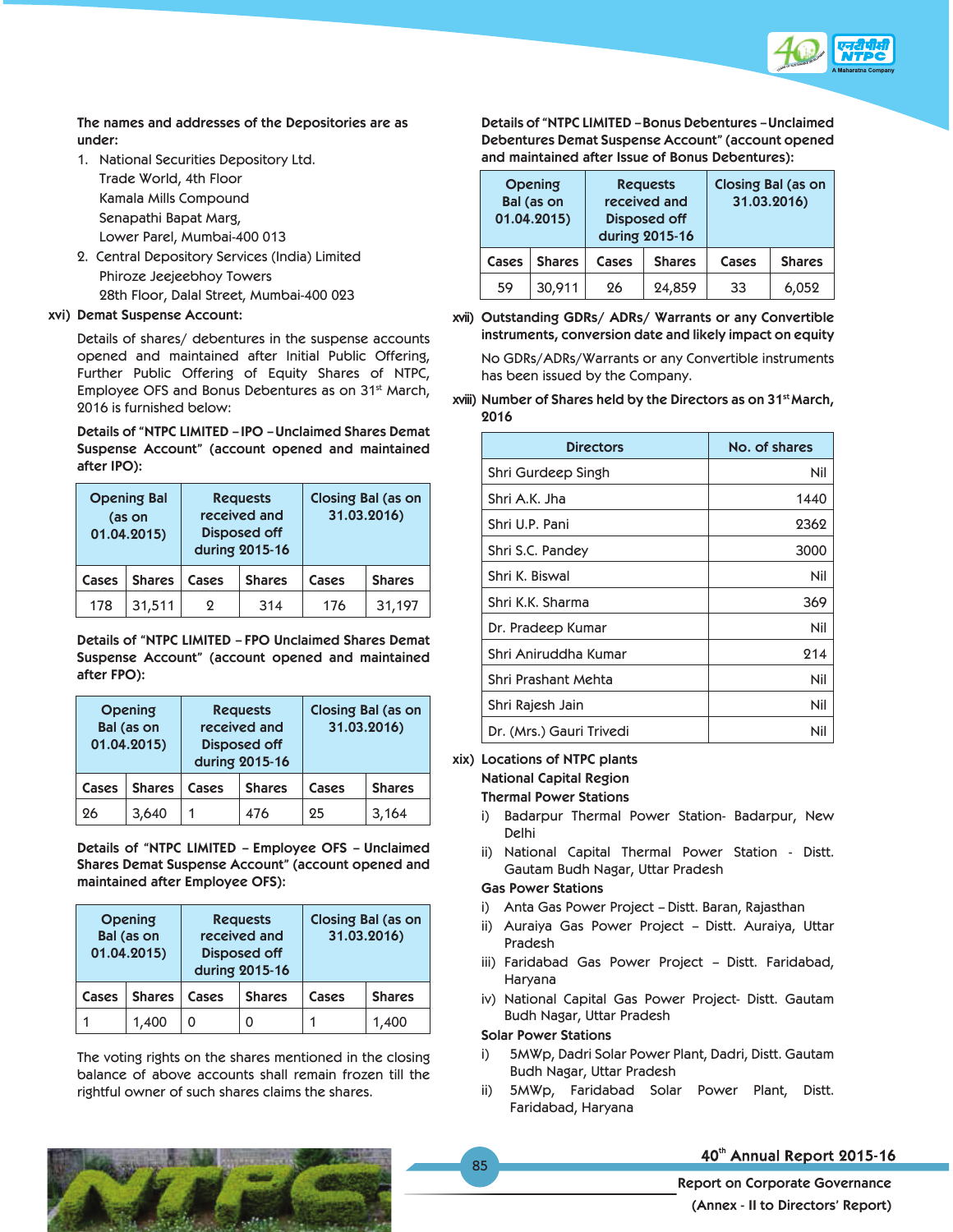The names and addresses of the Depositories are as under:

1. National Securities Depository Ltd.
   Trade World, 4th Floor
   Kamala Mills Compound
   Senapathi Bapat Marg,
   Lower Parel, Mumbai-400 013
2. Central Depository Services (India) Limited
   Phiroze Jeejeebhoy Towers
   28th Floor, Dalal Street, Mumbai-400 023

**xvi) Demat Suspense Account:**

Details of shares/ debentures in the suspense accounts opened and maintained after Initial Public Offering, Further Public Offering of Equity Shares of NTPC, Employee OFS and Bonus Debentures as on 31st March, 2016 is furnished below:

**Details of "NTPC LIMITED – IPO – Unclaimed Shares Demat Suspense Account" (account opened and maintained after IPO):**

| Opening Bal (as on 01.04.2015) | | Requests received and Disposed off during 2015-16 | | Closing Bal (as on 31.03.2016) | |
|---|---|---|---|---|---|
| Cases | Shares | Cases | Shares | Cases | Shares |
| 178 | 31,511 | 2 | 314 | 176 | 31,197 |

**Details of "NTPC LIMITED – FPO Unclaimed Shares Demat Suspense Account" (account opened and maintained after FPO):**

| Opening Bal (as on 01.04.2015) | | Requests received and Disposed off during 2015-16 | | Closing Bal (as on 31.03.2016) | |
|---|---|---|---|---|---|
| Cases | Shares | Cases | Shares | Cases | Shares |
| 26 | 3,640 | 1 | 476 | 25 | 3,164 |

**Details of "NTPC LIMITED – Employee OFS – Unclaimed Shares Demat Suspense Account" (account opened and maintained after Employee OFS):**

| Opening Bal (as on 01.04.2015) | | Requests received and Disposed off during 2015-16 | | Closing Bal (as on 31.03.2016) | |
|---|---|---|---|---|---|
| Cases | Shares | Cases | Shares | Cases | Shares |
| 1 | 1,400 | 0 | 0 | 1 | 1,400 |

The voting rights on the shares mentioned in the closing balance of above accounts shall remain frozen till the rightful owner of such shares claims the shares.

**Details of "NTPC LIMITED – Bonus Debentures – Unclaimed Debentures Demat Suspense Account" (account opened and maintained after Issue of Bonus Debentures):**

| Opening Bal (as on 01.04.2015) | | Requests received and Disposed off during 2015-16 | | Closing Bal (as on 31.03.2016) | |
|---|---|---|---|---|---|
| Cases | Shares | Cases | Shares | Cases | Shares |
| 59 | 30,911 | 26 | 24,859 | 33 | 6,052 |

**xvii) Outstanding GDRs/ ADRs/ Warrants or any Convertible instruments, conversion date and likely impact on equity**

No GDRs/ADRs/Warrants or any Convertible instruments has been issued by the Company.

**xviii) Number of Shares held by the Directors as on 31st March, 2016**

| Directors | No. of shares |
|---|---|
| Shri Gurdeep Singh | Nil |
| Shri A.K. Jha | 1440 |
| Shri U.P. Pani | 2362 |
| Shri S.C. Pandey | 3000 |
| Shri K. Biswal | Nil |
| Shri K.K. Sharma | 369 |
| Dr. Pradeep Kumar | Nil |
| Shri Aniruddha Kumar | 214 |
| Shri Prashant Mehta | Nil |
| Shri Rajesh Jain | Nil |
| Dr. (Mrs.) Gauri Trivedi | Nil |

**xix) Locations of NTPC plants**

**National Capital Region**

**Thermal Power Stations**

i) Badarpur Thermal Power Station- Badarpur, New Delhi

ii) National Capital Thermal Power Station - Distt. Gautam Budh Nagar, Uttar Pradesh

**Gas Power Stations**

i) Anta Gas Power Project – Distt. Baran, Rajasthan

ii) Auraiya Gas Power Project – Distt. Auraiya, Uttar Pradesh

iii) Faridabad Gas Power Project – Distt. Faridabad, Haryana

iv) National Capital Gas Power Project- Distt. Gautam Budh Nagar, Uttar Pradesh

**Solar Power Stations**

i) 5MWp, Dadri Solar Power Plant, Dadri, Distt. Gautam Budh Nagar, Uttar Pradesh

ii) 5MWp, Faridabad Solar Power Plant, Distt. Faridabad, Haryana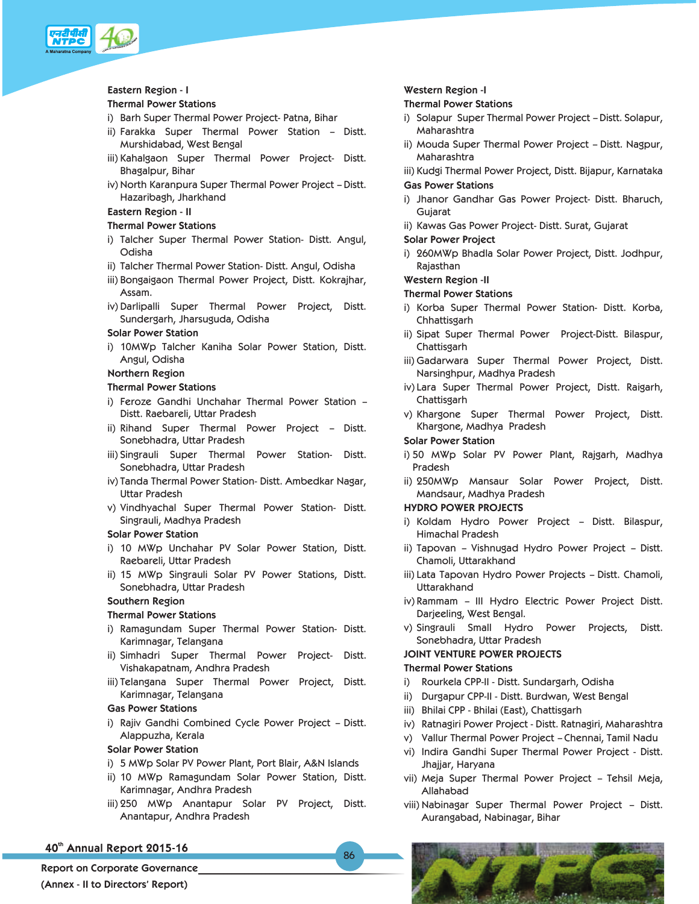**Eastern Region - I**

**Thermal Power Stations**

i) Barh Super Thermal Power Project- Patna, Bihar

ii) Farakka Super Thermal Power Station – Distt. Murshidabad, West Bengal

iii) Kahalgaon Super Thermal Power Project- Distt. Bhagalpur, Bihar

iv) North Karanpura Super Thermal Power Project – Distt. Hazaribagh, Jharkhand

**Eastern Region - II**

**Thermal Power Stations**

i) Talcher Super Thermal Power Station- Distt. Angul, Odisha

ii) Talcher Thermal Power Station- Distt. Angul, Odisha

iii) Bongaigaon Thermal Power Project, Distt. Kokrajhar, Assam.

iv) Darlipalli Super Thermal Power Project, Distt. Sundergarh, Jharsuguda, Odisha

**Solar Power Station**

i) 10MWp Talcher Kaniha Solar Power Station, Distt. Angul, Odisha

**Northern Region**

**Thermal Power Stations**

i) Feroze Gandhi Unchahar Thermal Power Station – Distt. Raebareli, Uttar Pradesh

ii) Rihand Super Thermal Power Project – Distt. Sonebhadra, Uttar Pradesh

iii) Singrauli Super Thermal Power Station- Distt. Sonebhadra, Uttar Pradesh

iv) Tanda Thermal Power Station- Distt. Ambedkar Nagar, Uttar Pradesh

v) Vindhyachal Super Thermal Power Station- Distt. Singrauli, Madhya Pradesh

**Solar Power Station**

i) 10 MWp Unchahar PV Solar Power Station, Distt. Raebareli, Uttar Pradesh

ii) 15 MWp Singrauli Solar PV Power Stations, Distt. Sonebhadra, Uttar Pradesh

**Southern Region**

**Thermal Power Stations**

i) Ramagundam Super Thermal Power Station- Distt. Karimnagar, Telangana

ii) Simhadri Super Thermal Power Project- Distt. Vishakapatnam, Andhra Pradesh

iii) Telangana Super Thermal Power Project, Distt. Karimnagar, Telangana

**Gas Power Stations**

i) Rajiv Gandhi Combined Cycle Power Project – Distt. Alappuzha, Kerala

**Solar Power Station**

i) 5 MWp Solar PV Power Plant, Port Blair, A&N Islands

ii) 10 MWp Ramagundam Solar Power Station, Distt. Karimnagar, Andhra Pradesh

iii) 250 MWp Anantapur Solar PV Project, Distt. Anantapur, Andhra Pradesh

**Western Region -I**

**Thermal Power Stations**

i) Solapur Super Thermal Power Project – Distt. Solapur, Maharashtra

ii) Mouda Super Thermal Power Project – Distt. Nagpur, Maharashtra

iii) Kudgi Thermal Power Project, Distt. Bijapur, Karnataka

**Gas Power Stations**

i) Jhanor Gandhar Gas Power Project- Distt. Bharuch, Gujarat

ii) Kawas Gas Power Project- Distt. Surat, Gujarat

**Solar Power Project**

i) 260MWp Bhadla Solar Power Project, Distt. Jodhpur, Rajasthan

**Western Region -II**

**Thermal Power Stations**

i) Korba Super Thermal Power Station- Distt. Korba, Chhattisgarh

ii) Sipat Super Thermal Power Project-Distt. Bilaspur, Chattisgarh

iii) Gadarwara Super Thermal Power Project, Distt. Narsinghpur, Madhya Pradesh

iv) Lara Super Thermal Power Project, Distt. Raigarh, Chattisgarh

v) Khargone Super Thermal Power Project, Distt. Khargone, Madhya Pradesh

**Solar Power Station**

i) 50 MWp Solar PV Power Plant, Rajgarh, Madhya Pradesh

ii) 250MWp Mansaur Solar Power Project, Distt. Mandsaur, Madhya Pradesh

**HYDRO POWER PROJECTS**

i) Koldam Hydro Power Project – Distt. Bilaspur, Himachal Pradesh

ii) Tapovan – Vishnugad Hydro Power Project – Distt. Chamoli, Uttarakhand

iii) Lata Tapovan Hydro Power Projects – Distt. Chamoli, Uttarakhand

iv) Rammam – III Hydro Electric Power Project Distt. Darjeeling, West Bengal.

v) Singrauli Small Hydro Power Projects, Distt. Sonebhadra, Uttar Pradesh

**JOINT VENTURE POWER PROJECTS**

**Thermal Power Stations**

i) Rourkela CPP-II - Distt. Sundargarh, Odisha

ii) Durgapur CPP-II - Distt. Burdwan, West Bengal

iii) Bhilai CPP - Bhilai (East), Chattisgarh

iv) Ratnagiri Power Project - Distt. Ratnagiri, Maharashtra

v) Vallur Thermal Power Project – Chennai, Tamil Nadu

vi) Indira Gandhi Super Thermal Power Project - Distt. Jhajjar, Haryana

vii) Meja Super Thermal Power Project – Tehsil Meja, Allahabad

viii) Nabinagar Super Thermal Power Project – Distt. Aurangabad, Nabinagar, Bihar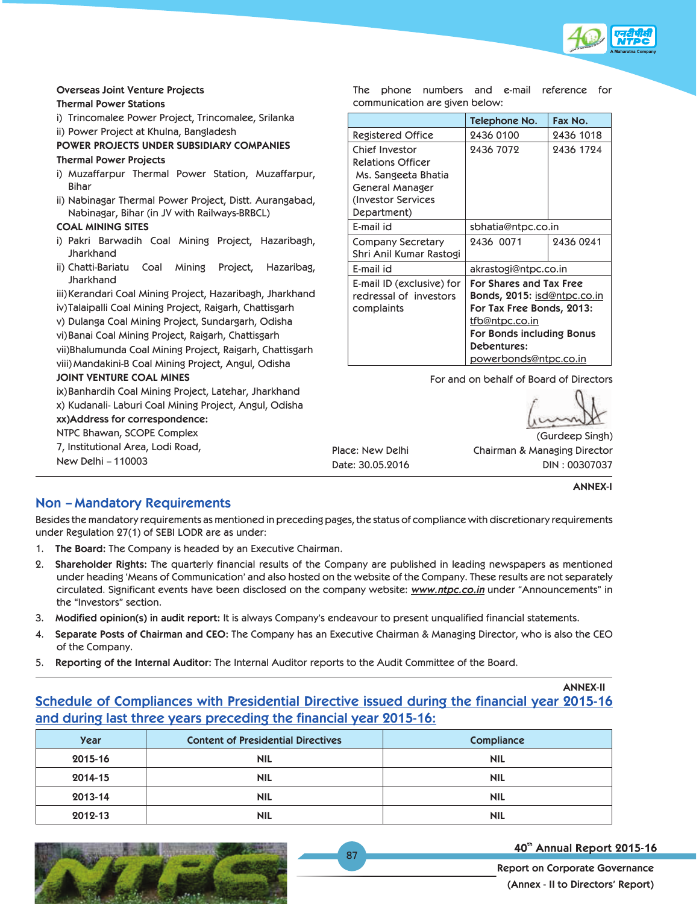**Overseas Joint Venture Projects**

**Thermal Power Stations**

i) Trincomalee Power Project, Trincomalee, Srilanka

ii) Power Project at Khulna, Bangladesh

**POWER PROJECTS UNDER SUBSIDIARY COMPANIES**

**Thermal Power Projects**

i) Muzaffarpur Thermal Power Station, Muzaffarpur, Bihar

ii) Nabinagar Thermal Power Project, Distt. Aurangabad, Nabinagar, Bihar (in JV with Railways-BRBCL)

**COAL MINING SITES**

i) Pakri Barwadih Coal Mining Project, Hazaribagh, Jharkhand

ii) Chatti-Bariatu Coal Mining Project, Hazaribag, Jharkhand

iii) Kerandari Coal Mining Project, Hazaribagh, Jharkhand

iv) Talaipalli Coal Mining Project, Raigarh, Chattisgarh

v) Dulanga Coal Mining Project, Sundargarh, Odisha

vi) Banai Coal Mining Project, Raigarh, Chattisgarh

vii) Bhalumunda Coal Mining Project, Raigarh, Chattisgarh

viii) Mandakini-B Coal Mining Project, Angul, Odisha

**JOINT VENTURE COAL MINES**

ix) Banhardih Coal Mining Project, Latehar, Jharkhand

x) Kudanali- Laburi Coal Mining Project, Angul, Odisha

**xx) Address for correspondence:**

NTPC Bhawan, SCOPE Complex
7, Institutional Area, Lodi Road,
New Delhi – 110003

The phone numbers and e-mail reference for communication are given below:

| | Telephone No. | Fax No. |
|---|---|---|
| Registered Office | 2436 0100 | 2436 1018 |
| Chief Investor Relations Officer Ms. Sangeeta Bhatia General Manager (Investor Services Department) | 2436 7072 | 2436 1724 |
| E-mail id | sbhatia@ntpc.co.in | |
| Company Secretary Shri Anil Kumar Rastogi | 2436 0071 | 2436 0241 |
| E-mail id | akrastogi@ntpc.co.in | |
| E-mail ID (exclusive) for redressal of investors complaints | **For Shares and Tax Free Bonds, 2015:** isd@ntpc.co.in **For Tax Free Bonds, 2013:** tfb@ntpc.co.in **For Bonds including Bonus Debentures:** powerbonds@ntpc.co.in | |

For and on behalf of Board of Directors

(Gurdeep Singh)
Chairman & Managing Director
DIN : 00307037

Place: New Delhi
Date: 30.05.2016

**ANNEX-I**

## Non – Mandatory Requirements

Besides the mandatory requirements as mentioned in preceding pages, the status of compliance with discretionary requirements under Regulation 27(1) of SEBI LODR are as under:

1. **The Board:** The Company is headed by an Executive Chairman.
2. **Shareholder Rights:** The quarterly financial results of the Company are published in leading newspapers as mentioned under heading 'Means of Communication' and also hosted on the website of the Company. These results are not separately circulated. Significant events have been disclosed on the company website: ***www.ntpc.co.in*** under "Announcements" in the "Investors" section.
3. **Modified opinion(s) in audit report:** It is always Company's endeavour to present unqualified financial statements.
4. **Separate Posts of Chairman and CEO:** The Company has an Executive Chairman & Managing Director, who is also the CEO of the Company.
5. **Reporting of the Internal Auditor:** The Internal Auditor reports to the Audit Committee of the Board.

**ANNEX-II**

## Schedule of Compliances with Presidential Directive issued during the financial year 2015-16 and during last three years preceding the financial year 2015-16:

| Year | Content of Presidential Directives | Compliance |
|---|---|---|
| 2015-16 | NIL | NIL |
| 2014-15 | NIL | NIL |
| 2013-14 | NIL | NIL |
| 2012-13 | NIL | NIL |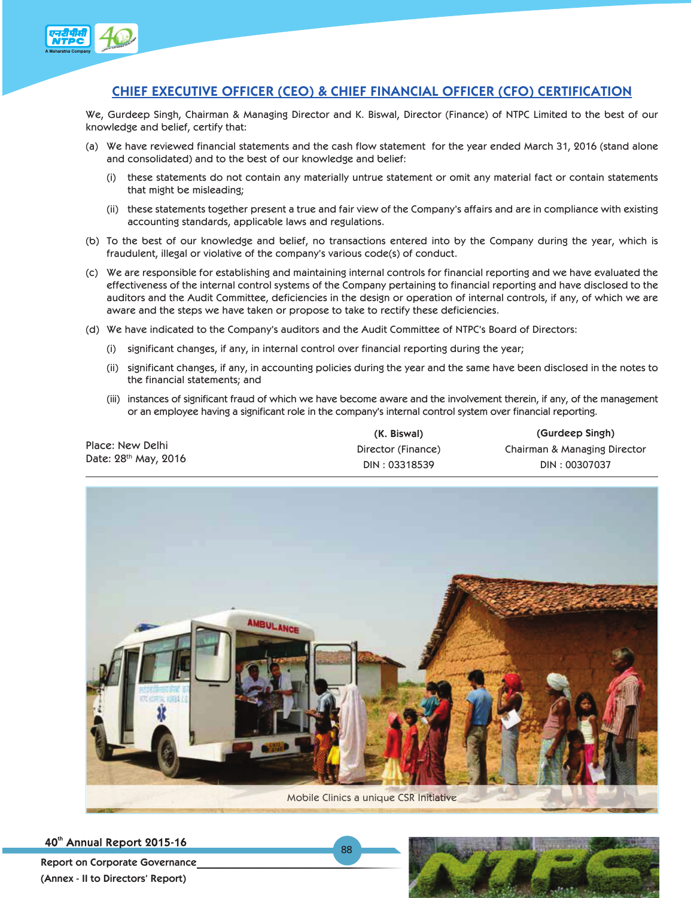## CHIEF EXECUTIVE OFFICER (CEO) & CHIEF FINANCIAL OFFICER (CFO) CERTIFICATION

We, Gurdeep Singh, Chairman & Managing Director and K. Biswal, Director (Finance) of NTPC Limited to the best of our knowledge and belief, certify that:

(a) We have reviewed financial statements and the cash flow statement for the year ended March 31, 2016 (stand alone and consolidated) and to the best of our knowledge and belief:

  (i) these statements do not contain any materially untrue statement or omit any material fact or contain statements that might be misleading;

  (ii) these statements together present a true and fair view of the Company's affairs and are in compliance with existing accounting standards, applicable laws and regulations.

(b) To the best of our knowledge and belief, no transactions entered into by the Company during the year, which is fraudulent, illegal or violative of the company's various code(s) of conduct.

(c) We are responsible for establishing and maintaining internal controls for financial reporting and we have evaluated the effectiveness of the internal control systems of the Company pertaining to financial reporting and have disclosed to the auditors and the Audit Committee, deficiencies in the design or operation of internal controls, if any, of which we are aware and the steps we have taken or propose to take to rectify these deficiencies.

(d) We have indicated to the Company's auditors and the Audit Committee of NTPC's Board of Directors:

  (i) significant changes, if any, in internal control over financial reporting during the year;

  (ii) significant changes, if any, in accounting policies during the year and the same have been disclosed in the notes to the financial statements; and

  (iii) instances of significant fraud of which we have become aware and the involvement therein, if any, of the management or an employee having a significant role in the company's internal control system over financial reporting.

| | | |
|---|---|---|
| Place: New Delhi | **(K. Biswal)** | **(Gurdeep Singh)** |
| Date: 28th May, 2016 | Director (Finance) | Chairman & Managing Director |
| | DIN : 03318539 | DIN : 00307037 |

Mobile Clinics a unique CSR Initiative

Report on Corporate Governance

(Annex - II to Directors' Report)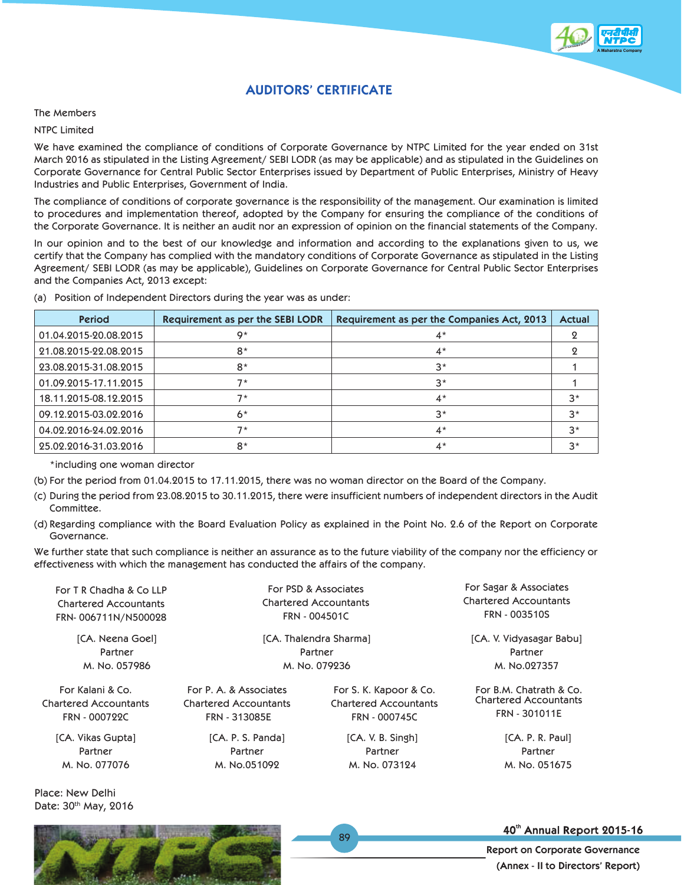# AUDITORS' CERTIFICATE

The Members

NTPC Limited

We have examined the compliance of conditions of Corporate Governance by NTPC Limited for the year ended on 31st March 2016 as stipulated in the Listing Agreement/ SEBI LODR (as may be applicable) and as stipulated in the Guidelines on Corporate Governance for Central Public Sector Enterprises issued by Department of Public Enterprises, Ministry of Heavy Industries and Public Enterprises, Government of India.

The compliance of conditions of corporate governance is the responsibility of the management. Our examination is limited to procedures and implementation thereof, adopted by the Company for ensuring the compliance of the conditions of the Corporate Governance. It is neither an audit nor an expression of opinion on the financial statements of the Company.

In our opinion and to the best of our knowledge and information and according to the explanations given to us, we certify that the Company has complied with the mandatory conditions of Corporate Governance as stipulated in the Listing Agreement/ SEBI LODR (as may be applicable), Guidelines on Corporate Governance for Central Public Sector Enterprises and the Companies Act, 2013 except:

(a) Position of Independent Directors during the year was as under:

| Period | Requirement as per the SEBI LODR | Requirement as per the Companies Act, 2013 | Actual |
|---|---|---|---|
| 01.04.2015-20.08.2015 | 9* | 4* | 2 |
| 21.08.2015-22.08.2015 | 8* | 4* | 2 |
| 23.08.2015-31.08.2015 | 8* | 3* | 1 |
| 01.09.2015-17.11.2015 | 7* | 3* | 1 |
| 18.11.2015-08.12.2015 | 7* | 4* | 3* |
| 09.12.2015-03.02.2016 | 6* | 3* | 3* |
| 04.02.2016-24.02.2016 | 7* | 4* | 3* |
| 25.02.2016-31.03.2016 | 8* | 4* | 3* |

*including one woman director

(b) For the period from 01.04.2015 to 17.11.2015, there was no woman director on the Board of the Company.

(c) During the period from 23.08.2015 to 30.11.2015, there were insufficient numbers of independent directors in the Audit Committee.

(d) Regarding compliance with the Board Evaluation Policy as explained in the Point No. 2.6 of the Report on Corporate Governance.

We further state that such compliance is neither an assurance as to the future viability of the company nor the efficiency or effectiveness with which the management has conducted the affairs of the company.

For T R Chadha & Co LLP
Chartered Accountants
FRN- 006711N/N500028

[CA. Neena Goel]
Partner
M. No. 057986

For PSD & Associates
Chartered Accountants
FRN - 004501C

[CA. Thalendra Sharma]
Partner
M. No. 079236

For Sagar & Associates
Chartered Accountants
FRN - 003510S

[CA. V. Vidyasagar Babu]
Partner
M. No.027357

For Kalani & Co.
Chartered Accountants
FRN - 000722C

[CA. Vikas Gupta]
Partner
M. No. 077076

For P. A. & Associates
Chartered Accountants
FRN - 313085E

[CA. P. S. Panda]
Partner
M. No.051092

For S. K. Kapoor & Co.
Chartered Accountants
FRN - 000745C

[CA. V. B. Singh]
Partner
M. No. 073124

For B.M. Chatrath & Co.
Chartered Accountants
FRN - 301011E

[CA. P. R. Paul]
Partner
M. No. 051675

Place: New Delhi
Date: 30th May, 2016